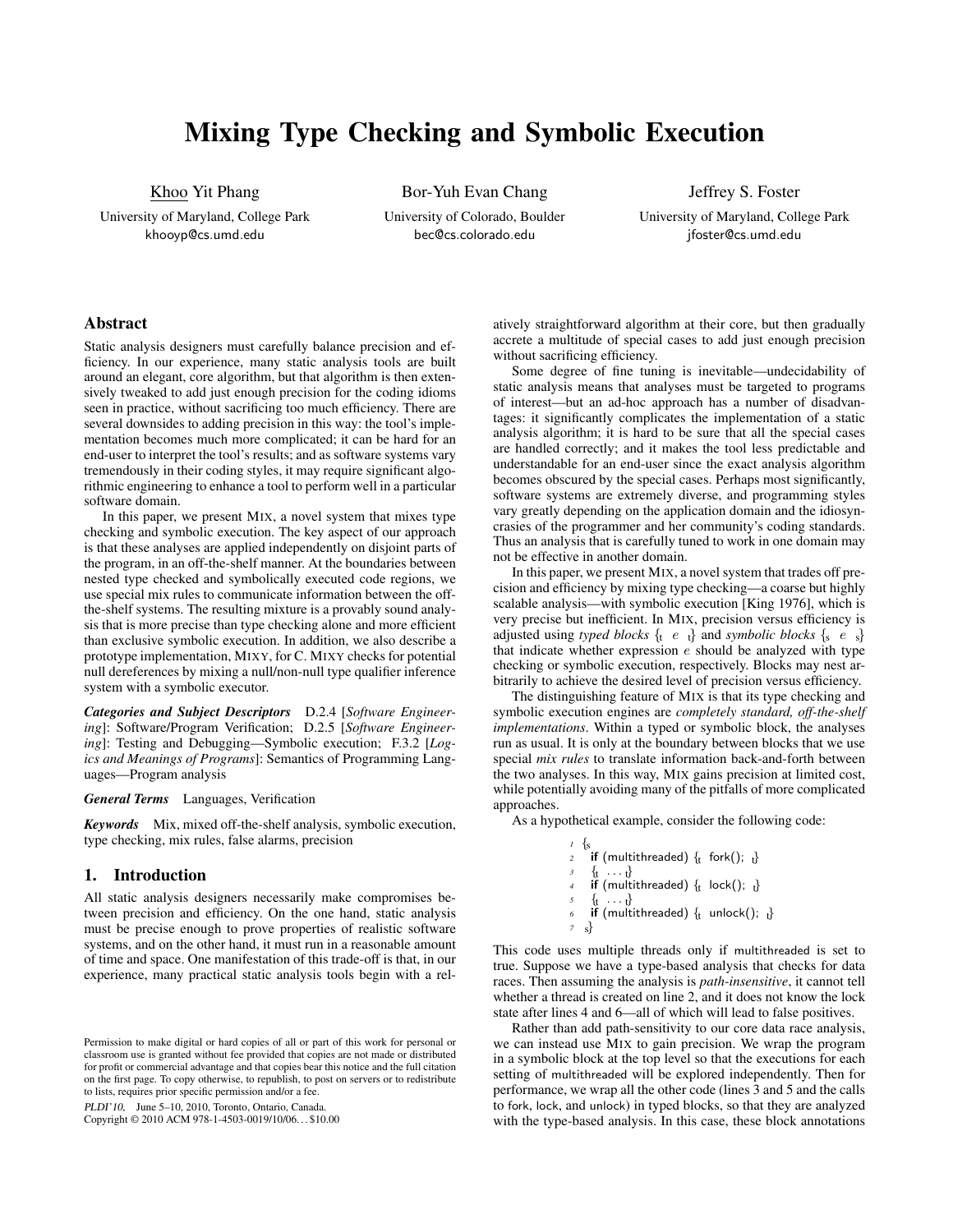# Mixing Type Checking and Symbolic Execution

Khoo Yit Phang
University of Maryland, College Park
khooyp@cs.umd.edu

Bor-Yuh Evan Chang
University of Colorado, Boulder
bec@cs.colorado.edu

Jeffrey S. Foster
University of Maryland, College Park
jfoster@cs.umd.edu

## Abstract

Static analysis designers must carefully balance precision and efficiency. In our experience, many static analysis tools are built around an elegant, core algorithm, but that algorithm is then extensively tweaked to add just enough precision for the coding idioms seen in practice, without sacrificing too much efficiency. There are several downsides to adding precision in this way: the tool's implementation becomes much more complicated; it can be hard for an end-user to interpret the tool's results; and as software systems vary tremendously in their coding styles, it may require significant algorithmic engineering to enhance a tool to perform well in a particular software domain.

In this paper, we present MIX, a novel system that mixes type checking and symbolic execution. The key aspect of our approach is that these analyses are applied independently on disjoint parts of the program, in an off-the-shelf manner. At the boundaries between nested type checked and symbolically executed code regions, we use special mix rules to communicate information between the off-the-shelf systems. The resulting mixture is a provably sound analysis that is more precise than type checking alone and more efficient than exclusive symbolic execution. In addition, we also describe a prototype implementation, MIXY, for C. MIXY checks for potential null dereferences by mixing a null/non-null type qualifier inference system with a symbolic executor.

***Categories and Subject Descriptors*** D.2.4 [*Software Engineering*]: Software/Program Verification; D.2.5 [*Software Engineering*]: Testing and Debugging—Symbolic execution; F.3.2 [*Logics and Meanings of Programs*]: Semantics of Programming Languages—Program analysis

***General Terms*** Languages, Verification

***Keywords*** Mix, mixed off-the-shelf analysis, symbolic execution, type checking, mix rules, false alarms, precision

## 1. Introduction

All static analysis designers necessarily make compromises between precision and efficiency. On the one hand, static analysis must be precise enough to prove properties of realistic software systems, and on the other hand, it must run in a reasonable amount of time and space. One manifestation of this trade-off is that, in our experience, many practical static analysis tools begin with a relatively straightforward algorithm at their core, but then gradually accrete a multitude of special cases to add just enough precision without sacrificing efficiency.

Some degree of fine tuning is inevitable—undecidability of static analysis means that analyses must be targeted to programs of interest—but an ad-hoc approach has a number of disadvantages: it significantly complicates the implementation of a static analysis algorithm; it is hard to be sure that all the special cases are handled correctly; and it makes the tool less predictable and understandable for an end-user since the exact analysis algorithm becomes obscured by the special cases. Perhaps most significantly, software systems are extremely diverse, and programming styles vary greatly depending on the application domain and the idiosyncrasies of the programmer and her community's coding standards. Thus an analysis that is carefully tuned to work in one domain may not be effective in another domain.

In this paper, we present MIX, a novel system that trades off precision and efficiency by mixing type checking—a coarse but highly scalable analysis—with symbolic execution [King 1976], which is very precise but inefficient. In MIX, precision versus efficiency is adjusted using *typed blocks* $\{_t\ e\ _t\}$ and *symbolic blocks* $\{_s\ e\ _s\}$ that indicate whether expression $e$ should be analyzed with type checking or symbolic execution, respectively. Blocks may nest arbitrarily to achieve the desired level of precision versus efficiency.

The distinguishing feature of MIX is that its type checking and symbolic execution engines are *completely standard, off-the-shelf implementations*. Within a typed or symbolic block, the analyses run as usual. It is only at the boundary between blocks that we use special *mix rules* to translate information back-and-forth between the two analyses. In this way, MIX gains precision at limited cost, while potentially avoiding many of the pitfalls of more complicated approaches.

As a hypothetical example, consider the following code:

```
1 {s
2   if (multithreaded) {t fork(); t}
3   {t ... t}
4   if (multithreaded) {t lock(); t}
5   {t ... t}
6   if (multithreaded) {t unlock(); t}
7 s}
```

This code uses multiple threads only if multithreaded is set to true. Suppose we have a type-based analysis that checks for data races. Then assuming the analysis is *path-insensitive*, it cannot tell whether a thread is created on line 2, and it does not know the lock state after lines 4 and 6—all of which will lead to false positives.

Rather than add path-sensitivity to our core data race analysis, we can instead use MIX to gain precision. We wrap the program in a symbolic block at the top level so that the executions for each setting of multithreaded will be explored independently. Then for performance, we wrap all the other code (lines 3 and 5 and the calls to fork, lock, and unlock) in typed blocks, so that they are analyzed with the type-based analysis. In this case, these block annotations

Permission to make digital or hard copies of all or part of this work for personal or classroom use is granted without fee provided that copies are not made or distributed for profit or commercial advantage and that copies bear this notice and the full citation on the first page. To copy otherwise, to republish, to post on servers or to redistribute to lists, requires prior specific permission and/or a fee.
PLDI'10, June 5–10, 2010, Toronto, Ontario, Canada.
Copyright © 2010 ACM 978-1-4503-0019/10/06...$10.00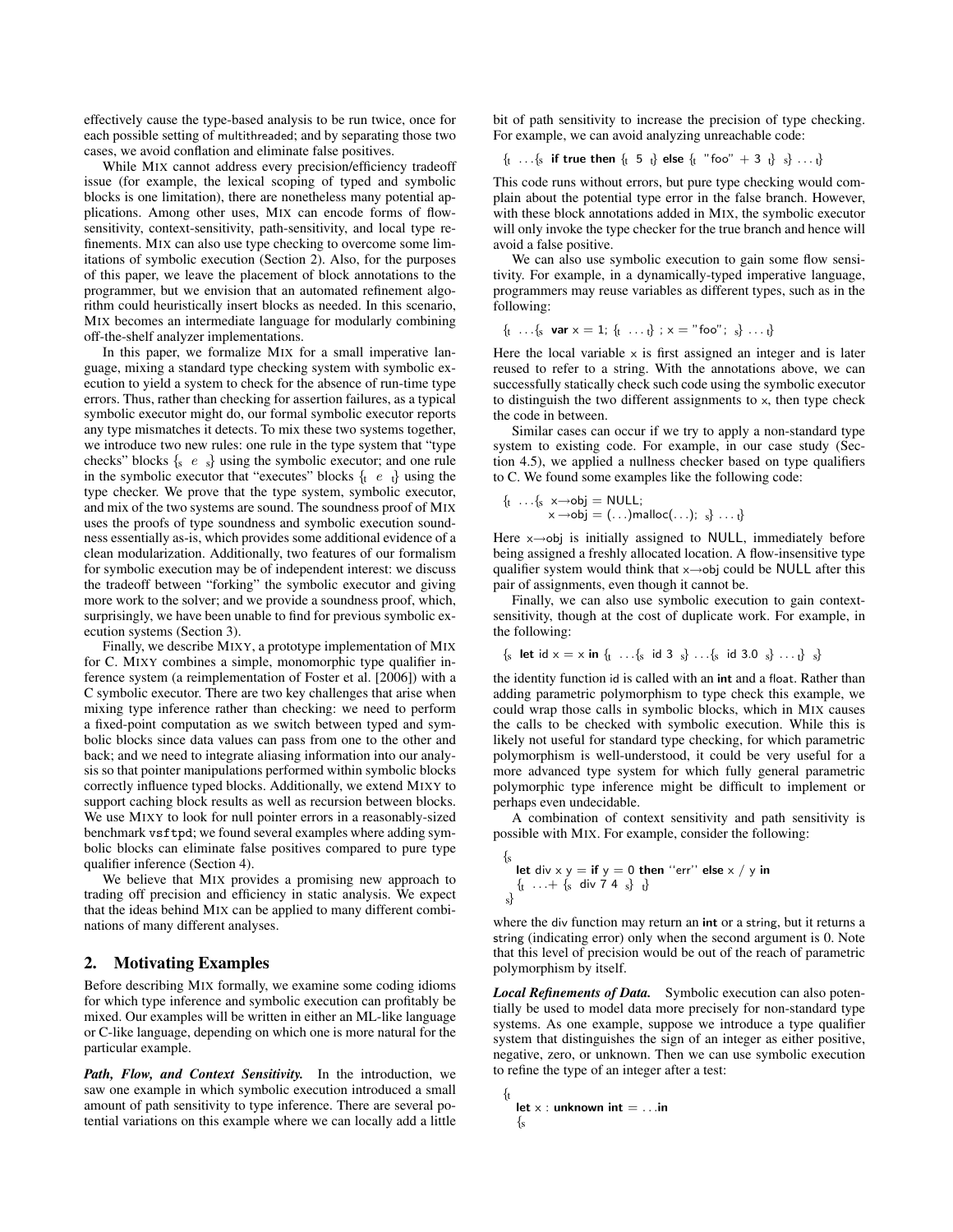effectively cause the type-based analysis to be run twice, once for each possible setting of multithreaded; and by separating those two cases, we avoid conflation and eliminate false positives.

While MIX cannot address every precision/efficiency tradeoff issue (for example, the lexical scoping of typed and symbolic blocks is one limitation), there are nonetheless many potential applications. Among other uses, MIX can encode forms of flow-sensitivity, context-sensitivity, path-sensitivity, and local type refinements. MIX can also use type checking to overcome some limitations of symbolic execution (Section 2). Also, for the purposes of this paper, we leave the placement of block annotations to the programmer, but we envision that an automated refinement algorithm could heuristically insert blocks as needed. In this scenario, MIX becomes an intermediate language for modularly combining off-the-shelf analyzer implementations.

In this paper, we formalize MIX for a small imperative language, mixing a standard type checking system with symbolic execution to yield a system to check for the absence of run-time type errors. Thus, rather than checking for assertion failures, as a typical symbolic executor might do, our formal symbolic executor reports any type mismatches it detects. To mix these two systems together, we introduce two new rules: one rule in the type system that "type checks" blocks $\{_s\ e\ _s\}$ using the symbolic executor; and one rule in the symbolic executor that "executes" blocks $\{_t\ e\ _t\}$ using the type checker. We prove that the type system, symbolic executor, and mix of the two systems are sound. The soundness proof of MIX uses the proofs of type soundness and symbolic execution soundness essentially as-is, which provides some additional evidence of a clean modularization. Additionally, two features of our formalism for symbolic execution may be of independent interest: we discuss the tradeoff between "forking" the symbolic executor and giving more work to the solver; and we provide a soundness proof, which, surprisingly, we have been unable to find for previous symbolic execution systems (Section 3).

Finally, we describe MIXY, a prototype implementation of MIX for C. MIXY combines a simple, monomorphic type qualifier inference system (a reimplementation of Foster et al. [2006]) with a C symbolic executor. There are two key challenges that arise when mixing type inference rather than checking: we need to perform a fixed-point computation as we switch between typed and symbolic blocks since data values can pass from one to the other and back; and we need to integrate aliasing information into our analysis so that pointer manipulations performed within symbolic blocks correctly influence typed blocks. Additionally, we extend MIXY to support caching block results as well as recursion between blocks. We use MIXY to look for null pointer errors in a reasonably-sized benchmark `vsftpd`; we found several examples where adding symbolic blocks can eliminate false positives compared to pure type qualifier inference (Section 4).

We believe that MIX provides a promising new approach to trading off precision and efficiency in static analysis. We expect that the ideas behind MIX can be applied to many different combinations of many different analyses.

## 2. Motivating Examples

Before describing MIX formally, we examine some coding idioms for which type inference and symbolic execution can profitably be mixed. Our examples will be written in either an ML-like language or C-like language, depending on which one is more natural for the particular example.

***Path, Flow, and Context Sensitivity.*** In the introduction, we saw one example in which symbolic execution introduced a small amount of path sensitivity to type inference. There are several potential variations on this example where we can locally add a little bit of path sensitivity to increase the precision of type checking. For example, we can avoid analyzing unreachable code:

```
{t ...{s if true then {t 5 t} else {t "foo" + 3 t} s} ... t}
```

This code runs without errors, but pure type checking would complain about the potential type error in the false branch. However, with these block annotations added in MIX, the symbolic executor will only invoke the type checker for the true branch and hence will avoid a false positive.

We can also use symbolic execution to gain some flow sensitivity. For example, in a dynamically-typed imperative language, programmers may reuse variables as different types, such as in the following:

```
{t ...{s var x = 1; {t ... t} ; x = "foo"; s} ... t}
```

Here the local variable x is first assigned an integer and is later reused to refer to a string. With the annotations above, we can successfully statically check such code using the symbolic executor to distinguish the two different assignments to x, then type check the code in between.

Similar cases can occur if we try to apply a non-standard type system to existing code. For example, in our case study (Section 4.5), we applied a nullness checker based on type qualifiers to C. We found some examples like the following code:

```
{t ...{s x→obj = NULL;
         x →obj = (...)malloc(...); s} ... t}
```

Here x→obj is initially assigned to NULL, immediately before being assigned a freshly allocated location. A flow-insensitive type qualifier system would think that x→obj could be NULL after this pair of assignments, even though it cannot be.

Finally, we can also use symbolic execution to gain context-sensitivity, though at the cost of duplicate work. For example, in the following:

```
{s let id x = x in {t ...{s id 3 s} ...{s id 3.0 s} ... t} s}
```

the identity function id is called with an **int** and a float. Rather than adding parametric polymorphism to type check this example, we could wrap those calls in symbolic blocks, which in MIX causes the calls to be checked with symbolic execution. While this is likely not useful for standard type checking, for which parametric polymorphism is well-understood, it could be very useful for a more advanced type system for which fully general parametric polymorphic type inference might be difficult to implement or perhaps even undecidable.

A combination of context sensitivity and path sensitivity is possible with MIX. For example, consider the following:

```
{s
  let div x y = if y = 0 then ''err'' else x / y in
  {t ...+ {s div 7 4 s} t}
s}
```

where the div function may return an **int** or a string, but it returns a string (indicating error) only when the second argument is 0. Note that this level of precision would be out of the reach of parametric polymorphism by itself.

***Local Refinements of Data.*** Symbolic execution can also potentially be used to model data more precisely for non-standard type systems. As one example, suppose we introduce a type qualifier system that distinguishes the sign of an integer as either positive, negative, zero, or unknown. Then we can use symbolic execution to refine the type of an integer after a test:

```
{t
  let x : unknown int = ...in
  {s
```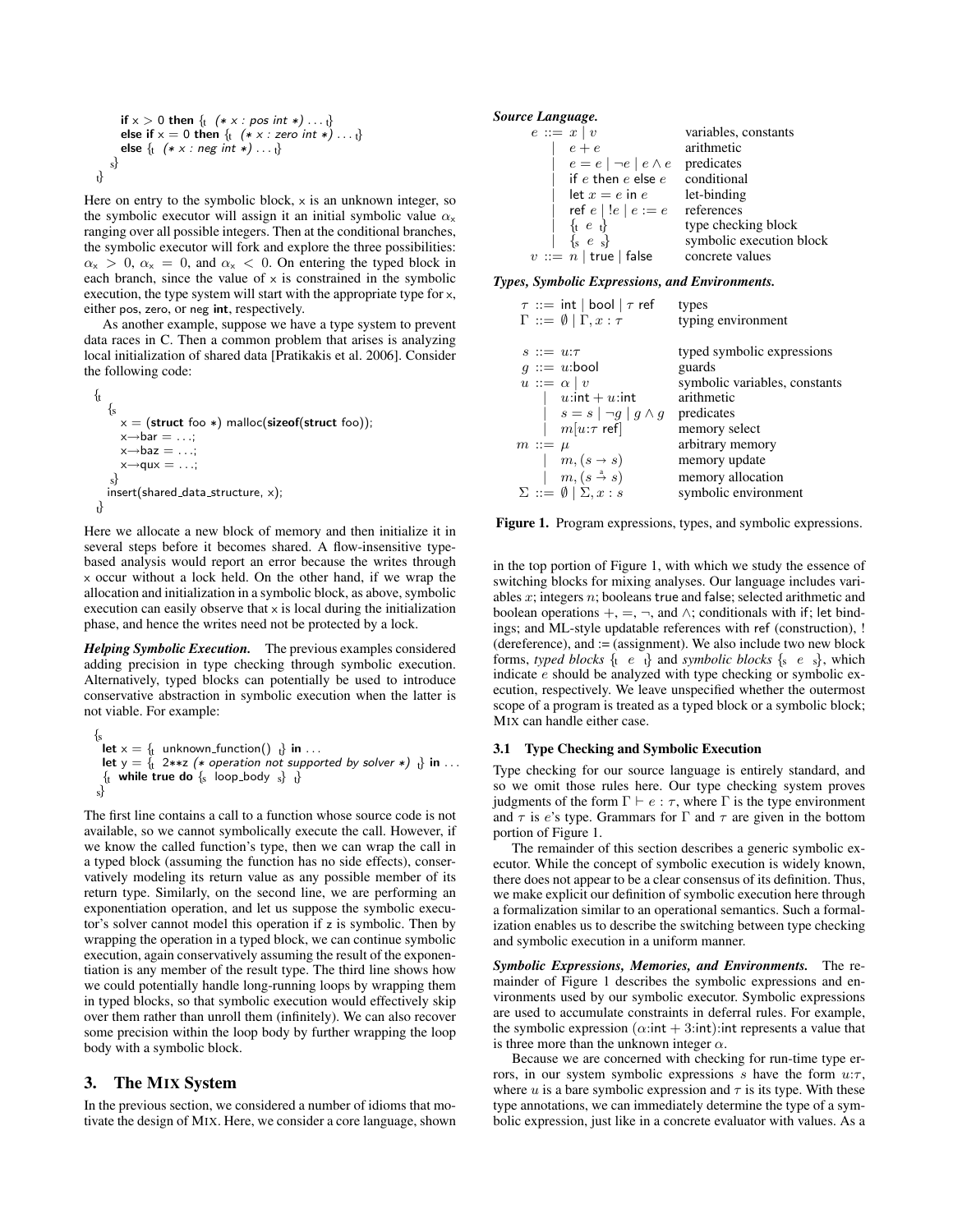```
    if x > 0 then {t (* x : pos int *) . . . t}
    else if x = 0 then {t (* x : zero int *) . . . t}
    else {t (* x : neg int *) . . . t}
  s}
t}
```

Here on entry to the symbolic block, x is an unknown integer, so the symbolic executor will assign it an initial symbolic value $\alpha_x$ ranging over all possible integers. Then at the conditional branches, the symbolic executor will fork and explore the three possibilities: $\alpha_x > 0$, $\alpha_x = 0$, and $\alpha_x < 0$. On entering the typed block in each branch, since the value of x is constrained in the symbolic execution, the type system will start with the appropriate type for x, either pos, zero, or neg **int**, respectively.

As another example, suppose we have a type system to prevent data races in C. Then a common problem that arises is analyzing local initialization of shared data [Pratikakis et al. 2006]. Consider the following code:

```
{t
  {s
    x = (struct foo *) malloc(sizeof(struct foo));
    x→bar = . . .;
    x→baz = . . .;
    x→qux = . . .;
  s}
  insert(shared_data_structure, x);
t}
```

Here we allocate a new block of memory and then initialize it in several steps before it becomes shared. A flow-insensitive type-based analysis would report an error because the writes through x occur without a lock held. On the other hand, if we wrap the allocation and initialization in a symbolic block, as above, symbolic execution can easily observe that x is local during the initialization phase, and hence the writes need not be protected by a lock.

***Helping Symbolic Execution.*** The previous examples considered adding precision in type checking through symbolic execution. Alternatively, typed blocks can potentially be used to introduce conservative abstraction in symbolic execution when the latter is not viable. For example:

```
{s
  let x = {t unknown_function() t} in . . .
  let y = {t 2**z (* operation not supported by solver *) t} in . . .
  {t while true do {s loop_body s} t}
s}
```

The first line contains a call to a function whose source code is not available, so we cannot symbolically execute the call. However, if we know the called function's type, then we can wrap the call in a typed block (assuming the function has no side effects), conservatively modeling its return value as any possible member of its return type. Similarly, on the second line, we are performing an exponentiation operation, and let us suppose the symbolic executor's solver cannot model this operation if z is symbolic. Then by wrapping the operation in a typed block, we can continue symbolic execution, again conservatively assuming the result of the exponentiation is any member of the result type. The third line shows how we could potentially handle long-running loops by wrapping them in typed blocks, so that symbolic execution would effectively skip over them rather than unroll them (infinitely). We can also recover some precision within the loop body by further wrapping the loop body with a symbolic block.

## 3. The MIX System

In the previous section, we considered a number of idioms that motivate the design of MIX. Here, we consider a core language, shown in the top portion of Figure 1, with which we study the essence of switching blocks for mixing analyses. Our language includes variables $x$; integers $n$; booleans true and false; selected arithmetic and boolean operations $+$, $=$, $\neg$, and $\wedge$; conditionals with if; let bindings; and ML-style updatable references with ref (construction), ! (dereference), and := (assignment). We also include two new block forms, *typed blocks* $\{_t\ e\ _t\}$ and *symbolic blocks* $\{_s\ e\ _s\}$, which indicate $e$ should be analyzed with type checking or symbolic execution, respectively. We leave unspecified whether the outermost scope of a program is treated as a typed block or a symbolic block; MIX can handle either case.

***Source Language.***

| | | |
|---|---|---|
| $e ::= x \mid v$ | | variables, constants |
| $\mid\ e + e$ | | arithmetic |
| $\mid\ e = e \mid \neg e \mid e \wedge e$ | | predicates |
| $\mid$ if $e$ then $e$ else $e$ | | conditional |
| $\mid$ let $x = e$ in $e$ | | let-binding |
| $\mid$ ref $e \mid\ !e \mid e := e$ | | references |
| $\mid\ \{_t\ e\ _t\}$ | | type checking block |
| $\mid\ \{_s\ e\ _s\}$ | | symbolic execution block |
| $v ::= n \mid$ true $\mid$ false | | concrete values |

***Types, Symbolic Expressions, and Environments.***

| | |
|---|---|
| $\tau ::= \mathsf{int} \mid \mathsf{bool} \mid \tau\ \mathsf{ref}$ | types |
| $\Gamma ::= \emptyset \mid \Gamma, x : \tau$ | typing environment |
| $s ::= u{:}\tau$ | typed symbolic expressions |
| $g ::= u{:}\mathsf{bool}$ | guards |
| $u ::= \alpha \mid v$ | symbolic variables, constants |
| $\mid\ u{:}\mathsf{int} + u{:}\mathsf{int}$ | arithmetic |
| $\mid\ s = s \mid \neg g \mid g \wedge g$ | predicates |
| $\mid\ m[u{:}\tau\ \mathsf{ref}]$ | memory select |
| $m ::= \mu$ | arbitrary memory |
| $\mid\ m, (s \rightarrow s)$ | memory update |
| $\mid\ m, (s \xrightarrow{a} s)$ | memory allocation |
| $\Sigma ::= \emptyset \mid \Sigma, x : s$ | symbolic environment |

**Figure 1.** Program expressions, types, and symbolic expressions.

### 3.1 Type Checking and Symbolic Execution

Type checking for our source language is entirely standard, and so we omit those rules here. Our type checking system proves judgments of the form $\Gamma \vdash e : \tau$, where $\Gamma$ is the type environment and $\tau$ is $e$'s type. Grammars for $\Gamma$ and $\tau$ are given in the bottom portion of Figure 1.

The remainder of this section describes a generic symbolic executor. While the concept of symbolic execution is widely known, there does not appear to be a clear consensus of its definition. Thus, we make explicit our definition of symbolic execution here through a formalization similar to an operational semantics. Such a formalization enables us to describe the switching between type checking and symbolic execution in a uniform manner.

***Symbolic Expressions, Memories, and Environments.*** The remainder of Figure 1 describes the symbolic expressions and environments used by our symbolic executor. Symbolic expressions are used to accumulate constraints in deferral rules. For example, the symbolic expression $(\alpha{:}\mathsf{int} + 3{:}\mathsf{int}){:}\mathsf{int}$ represents a value that is three more than the unknown integer $\alpha$.

Because we are concerned with checking for run-time type errors, in our system symbolic expressions $s$ have the form $u{:}\tau$, where $u$ is a bare symbolic expression and $\tau$ is its type. With these type annotations, we can immediately determine the type of a symbolic expression, just like in a concrete evaluator with values. As a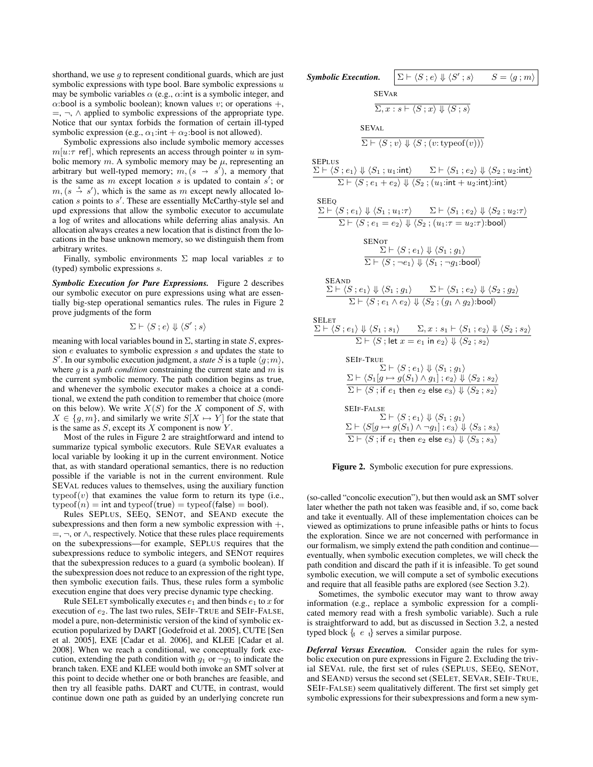shorthand, we use $g$ to represent conditional guards, which are just symbolic expressions with type bool. Bare symbolic expressions $u$ may be symbolic variables $\alpha$ (e.g., $\alpha$:int is a symbolic integer, and $\alpha$:bool is a symbolic boolean); known values $v$; or operations $+$, $=$, $\neg$, $\wedge$ applied to symbolic expressions of the appropriate type. Notice that our syntax forbids the formation of certain ill-typed symbolic expression (e.g., $\alpha_1$:int $+$ $\alpha_2$:bool is not allowed).

Symbolic expressions also include symbolic memory accesses $m[u{:}\tau \text{ ref}]$, which represents an access through pointer $u$ in symbolic memory $m$. A symbolic memory may be $\mu$, representing an arbitrary but well-typed memory; $m, (s \to s')$, a memory that is the same as $m$ except location $s$ is updated to contain $s'$; or $m, (s \xrightarrow{a} s')$, which is the same as $m$ except newly allocated location $s$ points to $s'$. These are essentially McCarthy-style sel and upd expressions that allow the symbolic executor to accumulate a log of writes and allocations while deferring alias analysis. An allocation always creates a new location that is distinct from the locations in the base unknown memory, so we distinguish them from arbitrary writes.

Finally, symbolic environments $\Sigma$ map local variables $x$ to (typed) symbolic expressions $s$.

***Symbolic Execution for Pure Expressions.*** Figure 2 describes our symbolic executor on pure expressions using what are essentially big-step operational semantics rules. The rules in Figure 2 prove judgments of the form

$$\Sigma \vdash \langle S\,;e\rangle \Downarrow \langle S'\,;s\rangle$$

meaning with local variables bound in $\Sigma$, starting in state $S$, expression $e$ evaluates to symbolic expression $s$ and updates the state to $S'$. In our symbolic execution judgment, a *state* $S$ is a tuple $\langle g\,;m\rangle$, where $g$ is a *path condition* constraining the current state and $m$ is the current symbolic memory. The path condition begins as true, and whenever the symbolic executor makes a choice at a conditional, we extend the path condition to remember that choice (more on this below). We write $X(S)$ for the $X$ component of $S$, with $X \in \{g, m\}$, and similarly we write $S[X \mapsto Y]$ for the state that is the same as $S$, except its $X$ component is now $Y$.

Most of the rules in Figure 2 are straightforward and intend to summarize typical symbolic executors. Rule SEVAR evaluates a local variable by looking it up in the current environment. Notice that, as with standard operational semantics, there is no reduction possible if the variable is not in the current environment. Rule SEVAL reduces values to themselves, using the auxiliary function $\text{typeof}(v)$ that examines the value form to return its type (i.e., $\text{typeof}(n) = \text{int}$ and $\text{typeof}(\text{true}) = \text{typeof}(\text{false}) = \text{bool}$).

Rules SEPLUS, SEEQ, SENOT, and SEAND execute the subexpressions and then form a new symbolic expression with $+$, $=$, $\neg$, or $\wedge$, respectively. Notice that these rules place requirements on the subexpressions—for example, SEPLUS requires that the subexpressions reduce to symbolic integers, and SENOT requires that the subexpression reduces to a guard (a symbolic boolean). If the subexpression does not reduce to an expression of the right type, then symbolic execution fails. Thus, these rules form a symbolic execution engine that does very precise dynamic type checking.

Rule SELET symbolically executes $e_1$ and then binds $e_1$ to $x$ for execution of $e_2$. The last two rules, SEIF-TRUE and SEIF-FALSE, model a pure, non-deterministic version of the kind of symbolic execution popularized by DART [Godefroid et al. 2005], CUTE [Sen et al. 2005], EXE [Cadar et al. 2006], and KLEE [Cadar et al. 2008]. When we reach a conditional, we conceptually fork execution, extending the path condition with $g_1$ or $\neg g_1$ to indicate the branch taken. EXE and KLEE would both invoke an SMT solver at this point to decide whether one or both branches are feasible, and then try all feasible paths. DART and CUTE, in contrast, would continue down one path as guided by an underlying concrete run (so-called "concolic execution"), but then would ask an SMT solver later whether the path not taken was feasible and, if so, come back and take it eventually. All of these implementation choices can be viewed as optimizations to prune infeasible paths or hints to focus the exploration. Since we are not concerned with performance in our formalism, we simply extend the path condition and continue—eventually, when symbolic execution completes, we will check the path condition and discard the path if it is infeasible. To get sound symbolic execution, we will compute a set of symbolic executions and require that all feasible paths are explored (see Section 3.2).

Sometimes, the symbolic executor may want to throw away information (e.g., replace a symbolic expression for a complicated memory read with a fresh symbolic variable). Such a rule is straightforward to add, but as discussed in Section 3.2, a nested typed block $\{\!\!|_{\text{T}}\ e\ |\!\!\}$ serves a similar purpose.

***Deferral Versus Execution.*** Consider again the rules for symbolic execution on pure expressions in Figure 2. Excluding the trivial SEVAL rule, the first set of rules (SEPLUS, SEEQ, SENOT, and SEAND) versus the second set (SELET, SEVAR, SEIF-TRUE, SEIF-FALSE) seem qualitatively different. The first set simply get symbolic expressions for their subexpressions and form a new sym-

***Symbolic Execution.*** $\boxed{\Sigma \vdash \langle S\,;e\rangle \Downarrow \langle S'\,;s\rangle \qquad S = \langle g\,;m\rangle}$

SEVAR
$$\frac{}{\Sigma, x : s \vdash \langle S\,;x\rangle \Downarrow \langle S\,;s\rangle}$$

SEVAL
$$\frac{}{\Sigma \vdash \langle S\,;v\rangle \Downarrow \langle S\,;(v{:}\,\text{typeof}(v))\rangle}$$

SEPLUS
$$\frac{\Sigma \vdash \langle S\,;e_1\rangle \Downarrow \langle S_1\,;u_1{:}\text{int}\rangle \qquad \Sigma \vdash \langle S_1\,;e_2\rangle \Downarrow \langle S_2\,;u_2{:}\text{int}\rangle}{\Sigma \vdash \langle S\,;e_1 + e_2\rangle \Downarrow \langle S_2\,;(u_1{:}\text{int} + u_2{:}\text{int}){:}\text{int}\rangle}$$

SEEQ
$$\frac{\Sigma \vdash \langle S\,;e_1\rangle \Downarrow \langle S_1\,;u_1{:}\tau\rangle \qquad \Sigma \vdash \langle S_1\,;e_2\rangle \Downarrow \langle S_2\,;u_2{:}\tau\rangle}{\Sigma \vdash \langle S\,;e_1 = e_2\rangle \Downarrow \langle S_2\,;(u_1{:}\tau = u_2{:}\tau){:}\text{bool}\rangle}$$

SENOT
$$\frac{\Sigma \vdash \langle S\,;e_1\rangle \Downarrow \langle S_1\,;g_1\rangle}{\Sigma \vdash \langle S\,;\neg e_1\rangle \Downarrow \langle S_1\,;\neg g_1{:}\text{bool}\rangle}$$

SEAND
$$\frac{\Sigma \vdash \langle S\,;e_1\rangle \Downarrow \langle S_1\,;g_1\rangle \qquad \Sigma \vdash \langle S_1\,;e_2\rangle \Downarrow \langle S_2\,;g_2\rangle}{\Sigma \vdash \langle S\,;e_1 \wedge e_2\rangle \Downarrow \langle S_2\,;(g_1 \wedge g_2){:}\text{bool}\rangle}$$

SELET
$$\frac{\Sigma \vdash \langle S\,;e_1\rangle \Downarrow \langle S_1\,;s_1\rangle \qquad \Sigma, x : s_1 \vdash \langle S_1\,;e_2\rangle \Downarrow \langle S_2\,;s_2\rangle}{\Sigma \vdash \langle S\,;\text{let } x = e_1 \text{ in } e_2\rangle \Downarrow \langle S_2\,;s_2\rangle}$$

SEIF-TRUE
$$\frac{\begin{array}{c}\Sigma \vdash \langle S\,;e_1\rangle \Downarrow \langle S_1\,;g_1\rangle \\ \Sigma \vdash \langle S_1[g \mapsto g(S_1) \wedge g_1]\,;e_2\rangle \Downarrow \langle S_2\,;s_2\rangle\end{array}}{\Sigma \vdash \langle S\,;\text{if } e_1 \text{ then } e_2 \text{ else } e_3\rangle \Downarrow \langle S_2\,;s_2\rangle}$$

SEIF-FALSE
$$\frac{\begin{array}{c}\Sigma \vdash \langle S\,;e_1\rangle \Downarrow \langle S_1\,;g_1\rangle \\ \Sigma \vdash \langle S[g \mapsto g(S_1) \wedge \neg g_1]\,;e_3\rangle \Downarrow \langle S_3\,;s_3\rangle\end{array}}{\Sigma \vdash \langle S\,;\text{if } e_1 \text{ then } e_2 \text{ else } e_3\rangle \Downarrow \langle S_3\,;s_3\rangle}$$

**Figure 2.** Symbolic execution for pure expressions.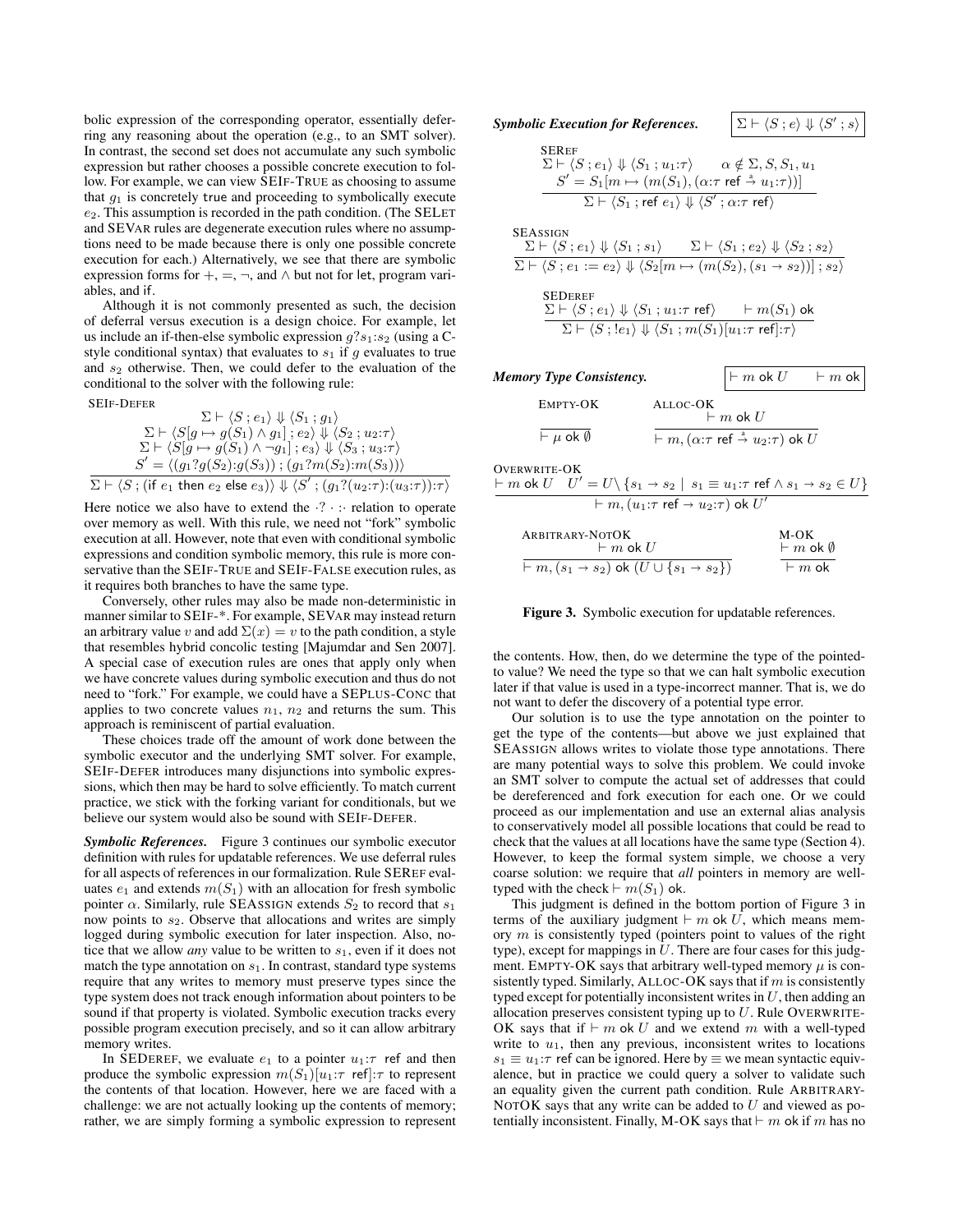bolic expression of the corresponding operator, essentially deferring any reasoning about the operation (e.g., to an SMT solver). In contrast, the second set does not accumulate any such symbolic expression but rather chooses a possible concrete execution to follow. For example, we can view SEIF-TRUE as choosing to assume that $g_1$ is concretely true and proceeding to symbolically execute $e_2$. This assumption is recorded in the path condition. (The SELET and SEVAR rules are degenerate execution rules where no assumptions need to be made because there is only one possible concrete execution for each.) Alternatively, we see that there are symbolic expression forms for $+$, $=$, $\neg$, and $\wedge$ but not for let, program variables, and if.

Although it is not commonly presented as such, the decision of deferral versus execution is a design choice. For example, let us include an if-then-else symbolic expression $g ? s_1 : s_2$ (using a C-style conditional syntax) that evaluates to $s_1$ if $g$ evaluates to true and $s_2$ otherwise. Then, we could defer to the evaluation of the conditional to the solver with the following rule:

SEIF-DEFER

$$\frac{\begin{array}{c}\Sigma \vdash \langle S\,;e_1\rangle \Downarrow \langle S_1\,;g_1\rangle \\ \Sigma \vdash \langle S[g \mapsto g(S_1) \wedge g_1]\,;e_2\rangle \Downarrow \langle S_2\,;u_2{:}\tau\rangle \\ \Sigma \vdash \langle S[g \mapsto g(S_1) \wedge \neg g_1]\,;e_3\rangle \Downarrow \langle S_3\,;u_3{:}\tau\rangle \\ S' = \langle (g_1 ? g(S_2) : g(S_3))\,;(g_1 ? m(S_2) : m(S_3))\rangle\end{array}}{\Sigma \vdash \langle S\,;(\text{if } e_1 \text{ then } e_2 \text{ else } e_3)\rangle \Downarrow \langle S'\,;(g_1 ? (u_2{:}\tau) : (u_3{:}\tau)){:}\tau\rangle}$$

Here notice we also have to extend the $\cdot ? \cdot : \cdot$ relation to operate over memory as well. With this rule, we need not "fork" symbolic execution at all. However, note that even with conditional symbolic expressions and condition symbolic memory, this rule is more conservative than the SEIF-TRUE and SEIF-FALSE execution rules, as it requires both branches to have the same type.

Conversely, other rules may also be made non-deterministic in manner similar to SEIF-*. For example, SEVAR may instead return an arbitrary value $v$ and add $\Sigma(x) = v$ to the path condition, a style that resembles hybrid concolic testing [Majumdar and Sen 2007]. A special case of execution rules are ones that apply only when we have concrete values during symbolic execution and thus do not need to "fork." For example, we could have a SEPLUS-CONC that applies to two concrete values $n_1$, $n_2$ and returns the sum. This approach is reminiscent of partial evaluation.

These choices trade off the amount of work done between the symbolic executor and the underlying SMT solver. For example, SEIF-DEFER introduces many disjunctions into symbolic expressions, which then may be hard to solve efficiently. To match current practice, we stick with the forking variant for conditionals, but we believe our system would also be sound with SEIF-DEFER.

***Symbolic References.*** Figure 3 continues our symbolic executor definition with rules for updatable references. We use deferral rules for all aspects of references in our formalization. Rule SEREF evaluates $e_1$ and extends $m(S_1)$ with an allocation for fresh symbolic pointer $\alpha$. Similarly, rule SEASSIGN extends $S_2$ to record that $s_1$ now points to $s_2$. Observe that allocations and writes are simply logged during symbolic execution for later inspection. Also, notice that we allow *any* value to be written to $s_1$, even if it does not match the type annotation on $s_1$. In contrast, standard type systems require that any writes to memory must preserve types since the type system does not track enough information about pointers to be sound if that property is violated. Symbolic execution tracks every possible program execution precisely, and so it can allow arbitrary memory writes.

In SEDEREF, we evaluate $e_1$ to a pointer $u_1{:}\tau$ ref and then produce the symbolic expression $m(S_1)[u_1{:}\tau \text{ ref}]{:}\tau$ to represent the contents of that location. However, here we are faced with a challenge: we are not actually looking up the contents of memory; rather, we are simply forming a symbolic expression to represent

***Symbolic Execution for References.*** $\quad \boxed{\Sigma \vdash \langle S\,;e\rangle \Downarrow \langle S'\,;s\rangle}$

SEREF

$$\frac{\begin{array}{c}\Sigma \vdash \langle S\,;e_1\rangle \Downarrow \langle S_1\,;u_1{:}\tau\rangle \qquad \alpha \notin \Sigma, S, S_1, u_1 \\ S' = S_1[m \mapsto (m(S_1), (\alpha{:}\tau \text{ ref} \overset{a}{\to} u_1{:}\tau))]\end{array}}{\Sigma \vdash \langle S_1\,;\text{ref } e_1\rangle \Downarrow \langle S'\,;\alpha{:}\tau \text{ ref}\rangle}$$

SEASSIGN

$$\frac{\Sigma \vdash \langle S\,;e_1\rangle \Downarrow \langle S_1\,;s_1\rangle \qquad \Sigma \vdash \langle S_1\,;e_2\rangle \Downarrow \langle S_2\,;s_2\rangle}{\Sigma \vdash \langle S\,;e_1 := e_2\rangle \Downarrow \langle S_2[m \mapsto (m(S_2), (s_1 \to s_2))]\,;s_2\rangle}$$

SEDEREF

$$\frac{\Sigma \vdash \langle S\,;e_1\rangle \Downarrow \langle S_1\,;u_1{:}\tau \text{ ref}\rangle \qquad \vdash m(S_1) \text{ ok}}{\Sigma \vdash \langle S\,;!e_1\rangle \Downarrow \langle S_1\,;m(S_1)[u_1{:}\tau \text{ ref}]{:}\tau\rangle}$$

***Memory Type Consistency.*** $\quad \boxed{\vdash m \text{ ok } U \qquad \vdash m \text{ ok}}$

EMPTY-OK

$$\frac{}{\vdash \mu \text{ ok } \emptyset}$$

ALLOC-OK

$$\frac{\vdash m \text{ ok } U}{\vdash m, (\alpha{:}\tau \text{ ref} \overset{a}{\to} u_2{:}\tau) \text{ ok } U}$$

OVERWRITE-OK

$$\frac{\vdash m \text{ ok } U \quad U' = U \setminus \{s_1 \to s_2 \mid s_1 \equiv u_1{:}\tau \text{ ref} \wedge s_1 \to s_2 \in U\}}{\vdash m, (u_1{:}\tau \text{ ref} \to u_2{:}\tau) \text{ ok } U'}$$

ARBITRARY-NOTOK

$$\frac{\vdash m \text{ ok } U}{\vdash m, (s_1 \to s_2) \text{ ok } (U \cup \{s_1 \to s_2\})}$$

M-OK

$$\frac{\vdash m \text{ ok } \emptyset}{\vdash m \text{ ok}}$$

**Figure 3.** Symbolic execution for updatable references.

the contents. How, then, do we determine the type of the pointed-to value? We need the type so that we can halt symbolic execution later if that value is used in a type-incorrect manner. That is, we do not want to defer the discovery of a potential type error.

Our solution is to use the type annotation on the pointer to get the type of the contents—but above we just explained that SEASSIGN allows writes to violate those type annotations. There are many potential ways to solve this problem. We could invoke an SMT solver to compute the actual set of addresses that could be dereferenced and fork execution for each one. Or we could proceed as our implementation and use an external alias analysis to conservatively model all possible locations that could be read to check that the values at all locations have the same type (Section 4). However, to keep the formal system simple, we choose a very coarse solution: we require that *all* pointers in memory are well-typed with the check $\vdash m(S_1)$ ok.

This judgment is defined in the bottom portion of Figure 3 in terms of the auxiliary judgment $\vdash m$ ok $U$, which means memory $m$ is consistently typed (pointers point to values of the right type), except for mappings in $U$. There are four cases for this judgment. EMPTY-OK says that arbitrary well-typed memory $\mu$ is consistently typed. Similarly, ALLOC-OK says that if $m$ is consistently typed except for potentially inconsistent writes in $U$, then adding an allocation preserves consistent typing up to $U$. Rule OVERWRITE-OK says that if $\vdash m$ ok $U$ and we extend $m$ with a well-typed write to $u_1$, then any previous, inconsistent writes to locations $s_1 \equiv u_1{:}\tau$ ref can be ignored. Here by $\equiv$ we mean syntactic equivalence, but in practice we could query a solver to validate such an equality given the current path condition. Rule ARBITRARY-NOTOK says that any write can be added to $U$ and viewed as potentially inconsistent. Finally, M-OK says that $\vdash m$ ok if $m$ has no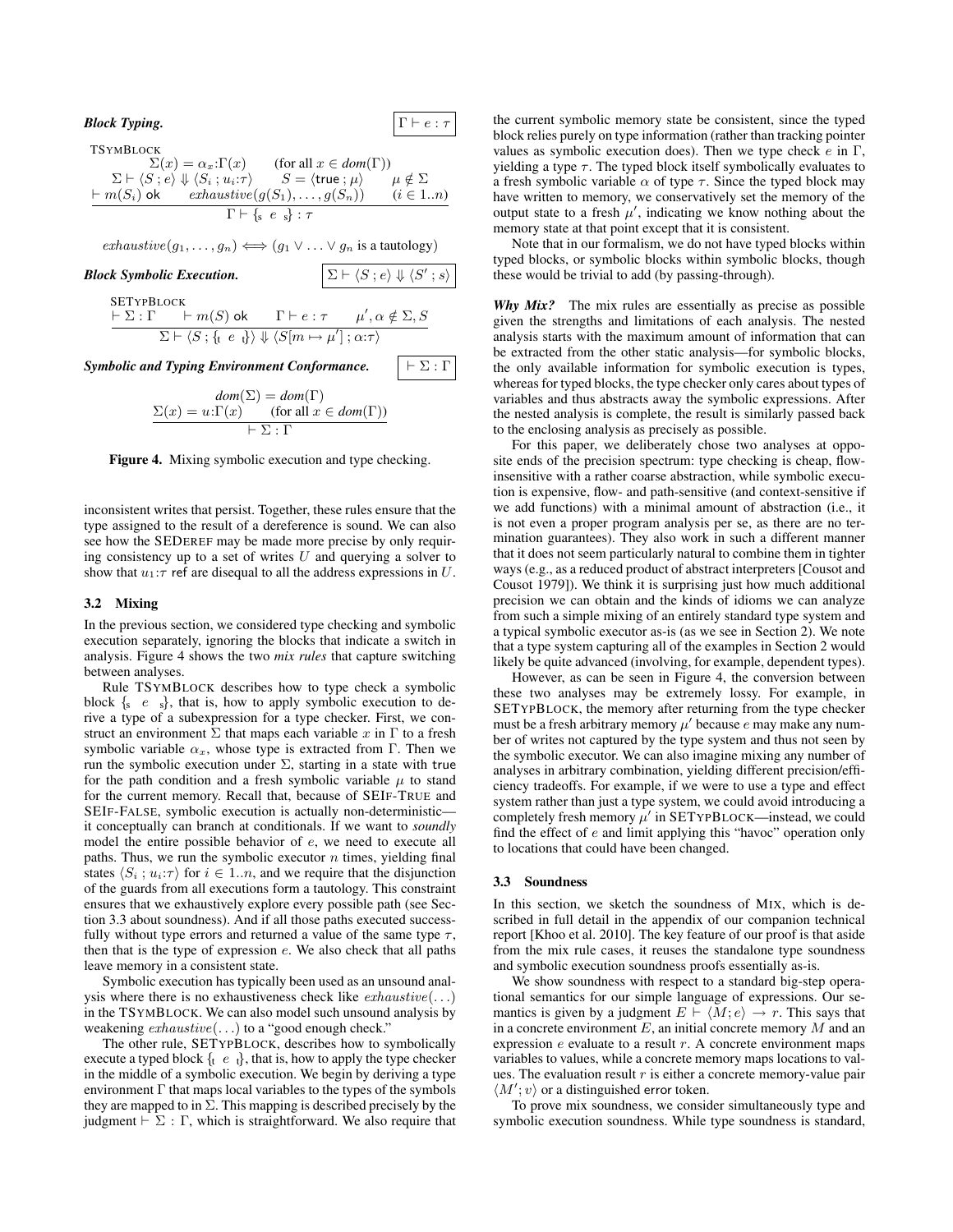***Block Typing.*** $\boxed{\Gamma \vdash e : \tau}$

TSymBlock

$$\frac{\begin{array}{c}\Sigma(x) = \alpha_x{:}\Gamma(x) \qquad (\text{for all } x \in dom(\Gamma)) \\ \Sigma \vdash \langle S \,;\, e\rangle \Downarrow \langle S_i \,;\, u_i{:}\tau\rangle \qquad S = \langle \mathsf{true} \,;\, \mu\rangle \qquad \mu \notin \Sigma \\ \vdash m(S_i)\ \mathsf{ok} \qquad exhaustive(g(S_1), \ldots, g(S_n)) \qquad (i \in 1..n)\end{array}}{\Gamma \vdash \{\!_s\ e\ _s\!\} : \tau}$$

$$exhaustive(g_1, \ldots, g_n) \iff (g_1 \vee \ldots \vee g_n \text{ is a tautology})$$

***Block Symbolic Execution.*** $\boxed{\Sigma \vdash \langle S \,;\, e\rangle \Downarrow \langle S' \,;\, s\rangle}$

SETypBlock

$$\frac{\vdash \Sigma : \Gamma \qquad \vdash m(S)\ \mathsf{ok} \qquad \Gamma \vdash e : \tau \qquad \mu', \alpha \notin \Sigma, S}{\Sigma \vdash \langle S \,;\, \{\!_t\ e\ _t\!\}\rangle \Downarrow \langle S[m \mapsto \mu'] \,;\, \alpha{:}\tau\rangle}$$

***Symbolic and Typing Environment Conformance.*** $\boxed{\vdash \Sigma : \Gamma}$

$$\frac{\begin{array}{c}dom(\Sigma) = dom(\Gamma) \\ \Sigma(x) = u{:}\Gamma(x) \qquad (\text{for all } x \in dom(\Gamma))\end{array}}{\vdash \Sigma : \Gamma}$$

**Figure 4.** Mixing symbolic execution and type checking.

inconsistent writes that persist. Together, these rules ensure that the type assigned to the result of a dereference is sound. We can also see how the SEDeref may be made more precise by only requiring consistency up to a set of writes $U$ and querying a solver to show that $u_1{:}\tau$ ref are disequal to all the address expressions in $U$.

### 3.2 Mixing

In the previous section, we considered type checking and symbolic execution separately, ignoring the blocks that indicate a switch in analysis. Figure 4 shows the two *mix rules* that capture switching between analyses.

Rule TSymBlock describes how to type check a symbolic block $\{\!_s\ e\ _s\!\}$, that is, how to apply symbolic execution to derive a type of a subexpression for a type checker. First, we construct an environment $\Sigma$ that maps each variable $x$ in $\Gamma$ to a fresh symbolic variable $\alpha_x$, whose type is extracted from $\Gamma$. Then we run the symbolic execution under $\Sigma$, starting in a state with true for the path condition and a fresh symbolic variable $\mu$ to stand for the current memory. Recall that, because of SEIf-True and SEIf-False, symbolic execution is actually non-deterministic—it conceptually can branch at conditionals. If we want to *soundly* model the entire possible behavior of $e$, we need to execute all paths. Thus, we run the symbolic executor $n$ times, yielding final states $\langle S_i \,;\, u_i{:}\tau\rangle$ for $i \in 1..n$, and we require that the disjunction of the guards from all executions form a tautology. This constraint ensures that we exhaustively explore every possible path (see Section 3.3 about soundness). And if all those paths executed successfully without type errors and returned a value of the same type $\tau$, then that is the type of expression $e$. We also check that all paths leave memory in a consistent state.

Symbolic execution has typically been used as an unsound analysis where there is no exhaustiveness check like $exhaustive(\ldots)$ in the TSymBlock. We can also model such unsound analysis by weakening $exhaustive(\ldots)$ to a "good enough check."

The other rule, SETypBlock, describes how to symbolically execute a typed block $\{\!_t\ e\ _t\!\}$, that is, how to apply the type checker in the middle of a symbolic execution. We begin by deriving a type environment $\Gamma$ that maps local variables to the types of the symbols they are mapped to in $\Sigma$. This mapping is described precisely by the judgment $\vdash \Sigma : \Gamma$, which is straightforward. We also require that the current symbolic memory state be consistent, since the typed block relies purely on type information (rather than tracking pointer values as symbolic execution does). Then we type check $e$ in $\Gamma$, yielding a type $\tau$. The typed block itself symbolically evaluates to a fresh symbolic variable $\alpha$ of type $\tau$. Since the typed block may have written to memory, we conservatively set the memory of the output state to a fresh $\mu'$, indicating we know nothing about the memory state at that point except that it is consistent.

Note that in our formalism, we do not have typed blocks within typed blocks, or symbolic blocks within symbolic blocks, though these would be trivial to add (by passing-through).

***Why Mix?*** The mix rules are essentially as precise as possible given the strengths and limitations of each analysis. The nested analysis starts with the maximum amount of information that can be extracted from the other static analysis—for symbolic blocks, the only available information for symbolic execution is types, whereas for typed blocks, the type checker only cares about types of variables and thus abstracts away the symbolic expressions. After the nested analysis is complete, the result is similarly passed back to the enclosing analysis as precisely as possible.

For this paper, we deliberately chose two analyses at opposite ends of the precision spectrum: type checking is cheap, flow-insensitive with a rather coarse abstraction, while symbolic execution is expensive, flow- and path-sensitive (and context-sensitive if we add functions) with a minimal amount of abstraction (i.e., it is not even a proper program analysis per se, as there are no termination guarantees). They also work in such a different manner that it does not seem particularly natural to combine them in tighter ways (e.g., as a reduced product of abstract interpreters [Cousot and Cousot 1979]). We think it is surprising just how much additional precision we can obtain and the kinds of idioms we can analyze from such a simple mixing of an entirely standard type system and a typical symbolic executor as-is (as we see in Section 2). We note that a type system capturing all of the examples in Section 2 would likely be quite advanced (involving, for example, dependent types).

However, as can be seen in Figure 4, the conversion between these two analyses may be extremely lossy. For example, in SETypBlock, the memory after returning from the type checker must be a fresh arbitrary memory $\mu'$ because $e$ may make any number of writes not captured by the type system and thus not seen by the symbolic executor. We can also imagine mixing any number of analyses in arbitrary combination, yielding different precision/efficiency tradeoffs. For example, if we were to use a type and effect system rather than just a type system, we could avoid introducing a completely fresh memory $\mu'$ in SETypBlock—instead, we could find the effect of $e$ and limit applying this "havoc" operation only to locations that could have been changed.

### 3.3 Soundness

In this section, we sketch the soundness of Mix, which is described in full detail in the appendix of our companion technical report [Khoo et al. 2010]. The key feature of our proof is that aside from the mix rule cases, it reuses the standalone type soundness and symbolic execution soundness proofs essentially as-is.

We show soundness with respect to a standard big-step operational semantics for our simple language of expressions. Our semantics is given by a judgment $E \vdash \langle M; e\rangle \to r$. This says that in a concrete environment $E$, an initial concrete memory $M$ and an expression $e$ evaluate to a result $r$. A concrete environment maps variables to values, while a concrete memory maps locations to values. The evaluation result $r$ is either a concrete memory-value pair $\langle M'; v\rangle$ or a distinguished error token.

To prove mix soundness, we consider simultaneously type and symbolic execution soundness. While type soundness is standard,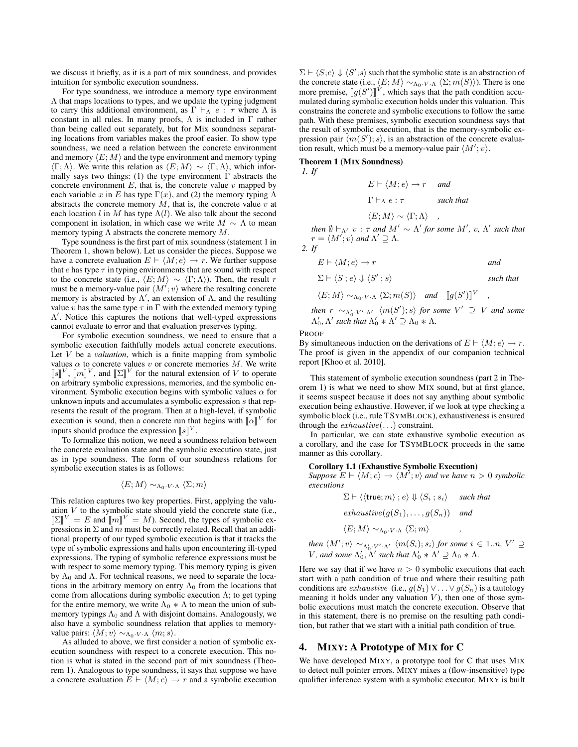we discuss it briefly, as it is a part of mix soundness, and provides intuition for symbolic execution soundness.

For type soundness, we introduce a memory type environment $\Lambda$ that maps locations to types, and we update the typing judgment to carry this additional environment, as $\Gamma \vdash_\Lambda e : \tau$ where $\Lambda$ is constant in all rules. In many proofs, $\Lambda$ is included in $\Gamma$ rather than being called out separately, but for Mix soundness separating locations from variables makes the proof easier. To show type soundness, we need a relation between the concrete environment and memory $\langle E; M\rangle$ and the type environment and memory typing $\langle \Gamma; \Lambda\rangle$. We write this relation as $\langle E; M\rangle \sim \langle \Gamma; \Lambda\rangle$, which informally says two things: (1) the type environment $\Gamma$ abstracts the concrete environment $E$, that is, the concrete value $v$ mapped by each variable $x$ in $E$ has type $\Gamma(x)$, and (2) the memory typing $\Lambda$ abstracts the concrete memory $M$, that is, the concrete value $v$ at each location $l$ in $M$ has type $\Lambda(l)$. We also talk about the second component in isolation, in which case we write $M \sim \Lambda$ to mean memory typing $\Lambda$ abstracts the concrete memory $M$.

Type soundness is the first part of mix soundness (statement 1 in Theorem 1, shown below). Let us consider the pieces. Suppose we have a concrete evaluation $E \vdash \langle M; e\rangle \rightarrow r$. We further suppose that $e$ has type $\tau$ in typing environments that are sound with respect to the concrete state (i.e., $\langle E; M\rangle \sim \langle \Gamma; \Lambda\rangle$). Then, the result $r$ must be a memory-value pair $\langle M'; v\rangle$ where the resulting concrete memory is abstracted by $\Lambda'$, an extension of $\Lambda$, and the resulting value $v$ has the same type $\tau$ in $\Gamma$ with the extended memory typing $\Lambda'$. Notice this captures the notions that well-typed expressions cannot evaluate to error and that evaluation preserves typing.

For symbolic execution soundness, we need to ensure that a symbolic execution faithfully models actual concrete executions. Let $V$ be a *valuation*, which is a finite mapping from symbolic values $\alpha$ to concrete values $v$ or concrete memories $M$. We write $[\![s]\!]^V$, $[\![m]\!]^V$, and $[\![\Sigma]\!]^V$ for the natural extension of $V$ to operate on arbitrary symbolic expressions, memories, and the symbolic environment. Symbolic execution begins with symbolic values $\alpha$ for unknown inputs and accumulates a symbolic expression $s$ that represents the result of the program. Then at a high-level, if symbolic execution is sound, then a concrete run that begins with $[\![\alpha]\!]^V$ for inputs should produce the expression $[\![s]\!]^V$.

To formalize this notion, we need a soundness relation between the concrete evaluation state and the symbolic execution state, just as in type soundness. The form of our soundness relations for symbolic execution states is as follows:

$$\langle E; M\rangle \sim_{\Lambda_0 \cdot V \cdot \Lambda} \langle \Sigma; m\rangle$$

This relation captures two key properties. First, applying the valuation $V$ to the symbolic state should yield the concrete state (i.e., $[\![\Sigma]\!]^V = E$ and $[\![m]\!]^V = M$). Second, the types of symbolic expressions in $\Sigma$ and $m$ must be correctly related. Recall that an additional property of our typed symbolic execution is that it tracks the type of symbolic expressions and halts upon encountering ill-typed expressions. The typing of symbolic reference expressions must be with respect to some memory typing. This memory typing is given by $\Lambda_0$ and $\Lambda$. For technical reasons, we need to separate the locations in the arbitrary memory on entry $\Lambda_0$ from the locations that come from allocations during symbolic execution $\Lambda$; to get typing for the entire memory, we write $\Lambda_0 * \Lambda$ to mean the union of submemory typings $\Lambda_0$ and $\Lambda$ with disjoint domains. Analogously, we also have a symbolic soundness relation that applies to memory-value pairs: $\langle M; v\rangle \sim_{\Lambda_0 \cdot V \cdot \Lambda} \langle m; s\rangle$.

As alluded to above, we first consider a notion of symbolic execution soundness with respect to a concrete execution. This notion is what is stated in the second part of mix soundness (Theorem 1). Analogous to type soundness, it says that suppose we have a concrete evaluation $E \vdash \langle M; e\rangle \rightarrow r$ and a symbolic execution $\Sigma \vdash \langle S; e\rangle \Downarrow \langle S'; s\rangle$ such that the symbolic state is an abstraction of the concrete state (i.e., $\langle E; M\rangle \sim_{\Lambda_0 \cdot V \cdot \Lambda} \langle \Sigma; m(S)\rangle$). There is one more premise, $[\![g(S')]\!]^V$, which says that the path condition accumulated during symbolic execution holds under this valuation. This constrains the concrete and symbolic executions to follow the same path. With these premises, symbolic execution soundness says that the result of symbolic execution, that is the memory-symbolic expression pair $\langle m(S'); s\rangle$, is an abstraction of the concrete evaluation result, which must be a memory-value pair $\langle M'; v\rangle$.

**Theorem 1 (MIX Soundness)**

*1. If*

$$E \vdash \langle M; e\rangle \rightarrow r \quad \textit{and}$$
$$\Gamma \vdash_\Lambda e : \tau \quad \textit{such that}$$
$$\langle E; M\rangle \sim \langle \Gamma; \Lambda\rangle \quad ,$$

*then* $\emptyset \vdash_{\Lambda'} v : \tau$ *and* $M' \sim \Lambda'$ *for some* $M'$, $v$, $\Lambda'$ *such that* $r = \langle M'; v\rangle$ *and* $\Lambda' \supseteq \Lambda$.

*2. If*

$$E \vdash \langle M; e\rangle \rightarrow r \quad \textit{and}$$
$$\Sigma \vdash \langle S \,;\, e\rangle \Downarrow \langle S' \,;\, s\rangle \quad \textit{such that}$$
$$\langle E; M\rangle \sim_{\Lambda_0 \cdot V \cdot \Lambda} \langle \Sigma; m(S)\rangle \quad \textit{and} \quad [\![g(S')]\!]^V \quad ,$$

*then* $r \sim_{\Lambda_0' \cdot V' \cdot \Lambda'} \langle m(S'); s\rangle$ *for some* $V' \supseteq V$ *and some* $\Lambda_0', \Lambda'$ *such that* $\Lambda_0' * \Lambda' \supseteq \Lambda_0 * \Lambda$.

PROOF

By simultaneous induction on the derivations of $E \vdash \langle M; e\rangle \rightarrow r$. The proof is given in the appendix of our companion technical report [Khoo et al. 2010].

This statement of symbolic execution soundness (part 2 in Theorem 1) is what we need to show MIX sound, but at first glance, it seems suspect because it does not say anything about symbolic execution being exhaustive. However, if we look at type checking a symbolic block (i.e., rule TSYMBLOCK), exhaustiveness is ensured through the $exhaustive(\ldots)$ constraint.

In particular, we can state exhaustive symbolic execution as a corollary, and the case for TSYMBLOCK proceeds in the same manner as this corollary.

**Corollary 1.1 (Exhaustive Symbolic Execution)**
*Suppose* $E \vdash \langle M; e\rangle \rightarrow \langle M'; v\rangle$ *and we have* $n > 0$ *symbolic executions*

$$\Sigma \vdash \langle\langle \mathsf{true}; m\rangle \,;\, e\rangle \Downarrow \langle S_i \,;\, s_i\rangle \quad \textit{such that}$$
$$exhaustive(g(S_1), \ldots, g(S_n)) \quad \textit{and}$$
$$\langle E; M\rangle \sim_{\Lambda_0 \cdot V \cdot \Lambda} \langle \Sigma; m\rangle \quad ,$$

*then* $\langle M'; v\rangle \sim_{\Lambda_0' \cdot V' \cdot \Lambda'} \langle m(S_i); s_i\rangle$ *for some* $i \in 1..n$, $V' \supseteq V$, *and some* $\Lambda_0', \Lambda'$ *such that* $\Lambda_0' * \Lambda' \supseteq \Lambda_0 * \Lambda$.

Here we say that if we have $n > 0$ symbolic executions that each start with a path condition of true and where their resulting path conditions are *exhaustive* (i.e., $g(S_1) \vee \ldots \vee g(S_n)$ is a tautology meaning it holds under any valuation $V$), then one of those symbolic executions must match the concrete execution. Observe that in this statement, there is no premise on the resulting path condition, but rather that we start with a initial path condition of true.

## 4. MIXY: A Prototype of MIX for C

We have developed MIXY, a prototype tool for C that uses MIX to detect null pointer errors. MIXY mixes a (flow-insensitive) type qualifier inference system with a symbolic executor. MIXY is built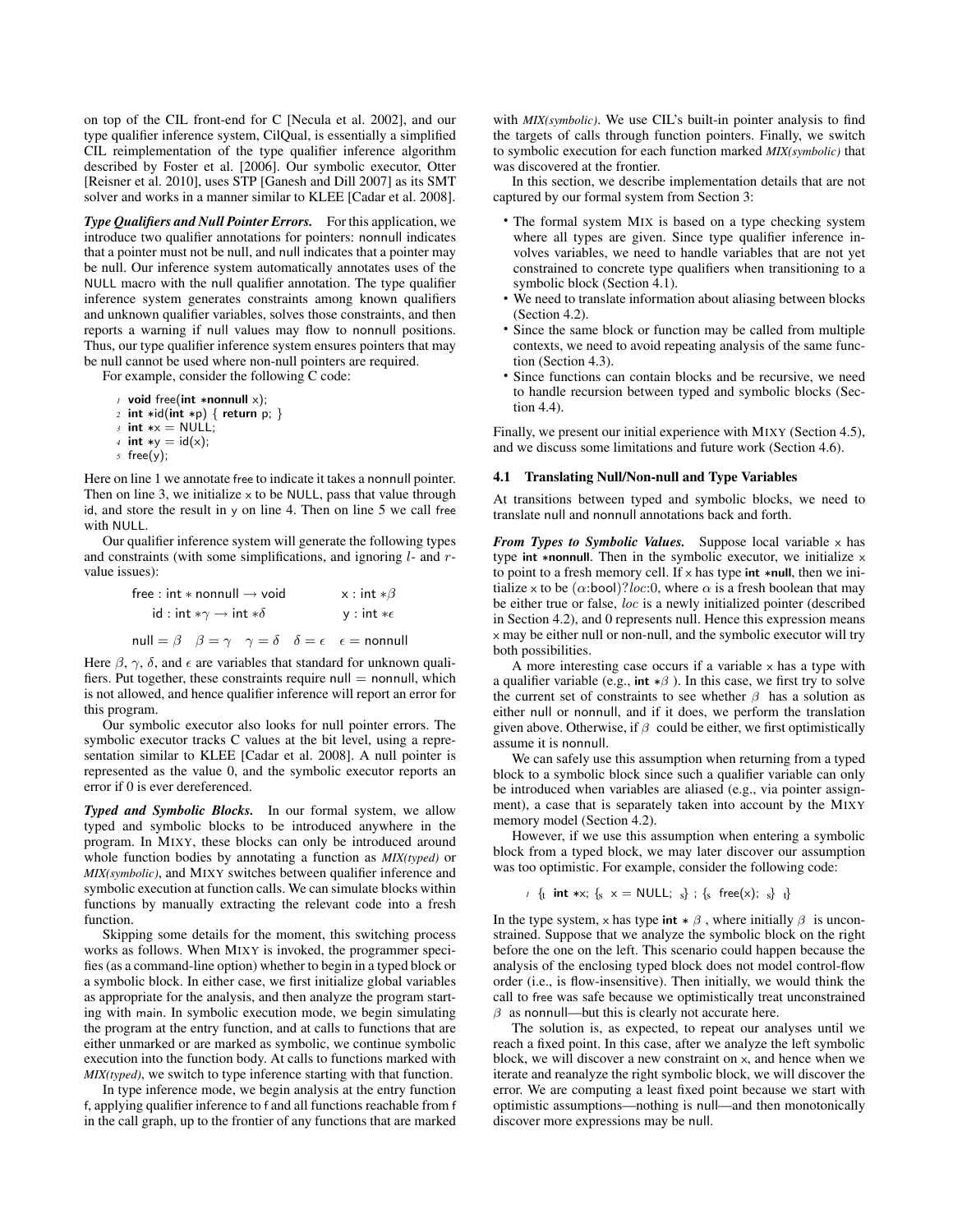on top of the CIL front-end for C [Necula et al. 2002], and our type qualifier inference system, CilQual, is essentially a simplified CIL reimplementation of the type qualifier inference algorithm described by Foster et al. [2006]. Our symbolic executor, Otter [Reisner et al. 2010], uses STP [Ganesh and Dill 2007] as its SMT solver and works in a manner similar to KLEE [Cadar et al. 2008].

***Type Qualifiers and Null Pointer Errors.*** For this application, we introduce two qualifier annotations for pointers: nonnull indicates that a pointer must not be null, and null indicates that a pointer may be null. Our inference system automatically annotates uses of the NULL macro with the null qualifier annotation. The type qualifier inference system generates constraints among known qualifiers and unknown qualifier variables, solves those constraints, and then reports a warning if null values may flow to nonnull positions. Thus, our type qualifier inference system ensures pointers that may be null cannot be used where non-null pointers are required.

For example, consider the following C code:

```
1 void free(int *nonnull x);
2 int *id(int *p) { return p; }
3 int *x = NULL;
4 int *y = id(x);
5 free(y);
```

Here on line 1 we annotate free to indicate it takes a nonnull pointer. Then on line 3, we initialize x to be NULL, pass that value through id, and store the result in y on line 4. Then on line 5 we call free with NULL.

Our qualifier inference system will generate the following types and constraints (with some simplifications, and ignoring $l$- and $r$-value issues):

$$\mathsf{free} : \mathsf{int} * \mathsf{nonnull} \to \mathsf{void} \qquad \mathsf{x} : \mathsf{int} * \beta$$
$$\mathsf{id} : \mathsf{int} * \gamma \to \mathsf{int} * \delta \qquad \mathsf{y} : \mathsf{int} * \epsilon$$
$$\mathsf{null} = \beta \quad \beta = \gamma \quad \gamma = \delta \quad \delta = \epsilon \quad \epsilon = \mathsf{nonnull}$$

Here $\beta$, $\gamma$, $\delta$, and $\epsilon$ are variables that standard for unknown qualifiers. Put together, these constraints require null = nonnull, which is not allowed, and hence qualifier inference will report an error for this program.

Our symbolic executor also looks for null pointer errors. The symbolic executor tracks C values at the bit level, using a representation similar to KLEE [Cadar et al. 2008]. A null pointer is represented as the value 0, and the symbolic executor reports an error if 0 is ever dereferenced.

***Typed and Symbolic Blocks.*** In our formal system, we allow typed and symbolic blocks to be introduced anywhere in the program. In MIXY, these blocks can only be introduced around whole function bodies by annotating a function as *MIX(typed)* or *MIX(symbolic)*, and MIXY switches between qualifier inference and symbolic execution at function calls. We can simulate blocks within functions by manually extracting the relevant code into a fresh function.

Skipping some details for the moment, this switching process works as follows. When MIXY is invoked, the programmer specifies (as a command-line option) whether to begin in a typed block or a symbolic block. In either case, we first initialize global variables as appropriate for the analysis, and then analyze the program starting with main. In symbolic execution mode, we begin simulating the program at the entry function, and at calls to functions that are either unmarked or are marked as symbolic, we continue symbolic execution into the function body. At calls to functions marked with *MIX(typed)*, we switch to type inference starting with that function.

In type inference mode, we begin analysis at the entry function f, applying qualifier inference to f and all functions reachable from f in the call graph, up to the frontier of any functions that are marked with *MIX(symbolic)*. We use CIL's built-in pointer analysis to find the targets of calls through function pointers. Finally, we switch to symbolic execution for each function marked *MIX(symbolic)* that was discovered at the frontier.

In this section, we describe implementation details that are not captured by our formal system from Section 3:

- The formal system MIX is based on a type checking system where all types are given. Since type qualifier inference involves variables, we need to handle variables that are not yet constrained to concrete type qualifiers when transitioning to a symbolic block (Section 4.1).
- We need to translate information about aliasing between blocks (Section 4.2).
- Since the same block or function may be called from multiple contexts, we need to avoid repeating analysis of the same function (Section 4.3).
- Since functions can contain blocks and be recursive, we need to handle recursion between typed and symbolic blocks (Section 4.4).

Finally, we present our initial experience with MIXY (Section 4.5), and we discuss some limitations and future work (Section 4.6).

### 4.1 Translating Null/Non-null and Type Variables

At transitions between typed and symbolic blocks, we need to translate null and nonnull annotations back and forth.

***From Types to Symbolic Values.*** Suppose local variable x has type **int \*nonnull**. Then in the symbolic executor, we initialize x to point to a fresh memory cell. If x has type **int \*null**, then we initialize x to be $(\alpha\text{:bool})?loc\text{:}0$, where $\alpha$ is a fresh boolean that may be either true or false, $loc$ is a newly initialized pointer (described in Section 4.2), and 0 represents null. Hence this expression means x may be either null or non-null, and the symbolic executor will try both possibilities.

A more interesting case occurs if a variable x has a type with a qualifier variable (e.g., **int** $*\beta$ ). In this case, we first try to solve the current set of constraints to see whether $\beta$ has a solution as either null or nonnull, and if it does, we perform the translation given above. Otherwise, if $\beta$ could be either, we first optimistically assume it is nonnull.

We can safely use this assumption when returning from a typed block to a symbolic block since such a qualifier variable can only be introduced when variables are aliased (e.g., via pointer assignment), a case that is separately taken into account by the MIXY memory model (Section 4.2).

However, if we use this assumption when entering a symbolic block from a typed block, we may later discover our assumption was too optimistic. For example, consider the following code:

$$_1\ \{_t\ \textbf{int}\ *x;\ \{_s\ x = \mathsf{NULL};\ _s\}\ ;\ \{_s\ \mathsf{free}(x);\ _s\}\ _t\}$$

In the type system, x has type **int** $*\ \beta$ , where initially $\beta$ is unconstrained. Suppose that we analyze the symbolic block on the right before the one on the left. This scenario could happen because the analysis of the enclosing typed block does not model control-flow order (i.e., is flow-insensitive). Then initially, we would think the call to free was safe because we optimistically treat unconstrained $\beta$ as nonnull—but this is clearly not accurate here.

The solution is, as expected, to repeat our analyses until we reach a fixed point. In this case, after we analyze the left symbolic block, we will discover a new constraint on x, and hence when we iterate and reanalyze the right symbolic block, we will discover the error. We are computing a least fixed point because we start with optimistic assumptions—nothing is null—and then monotonically discover more expressions may be null.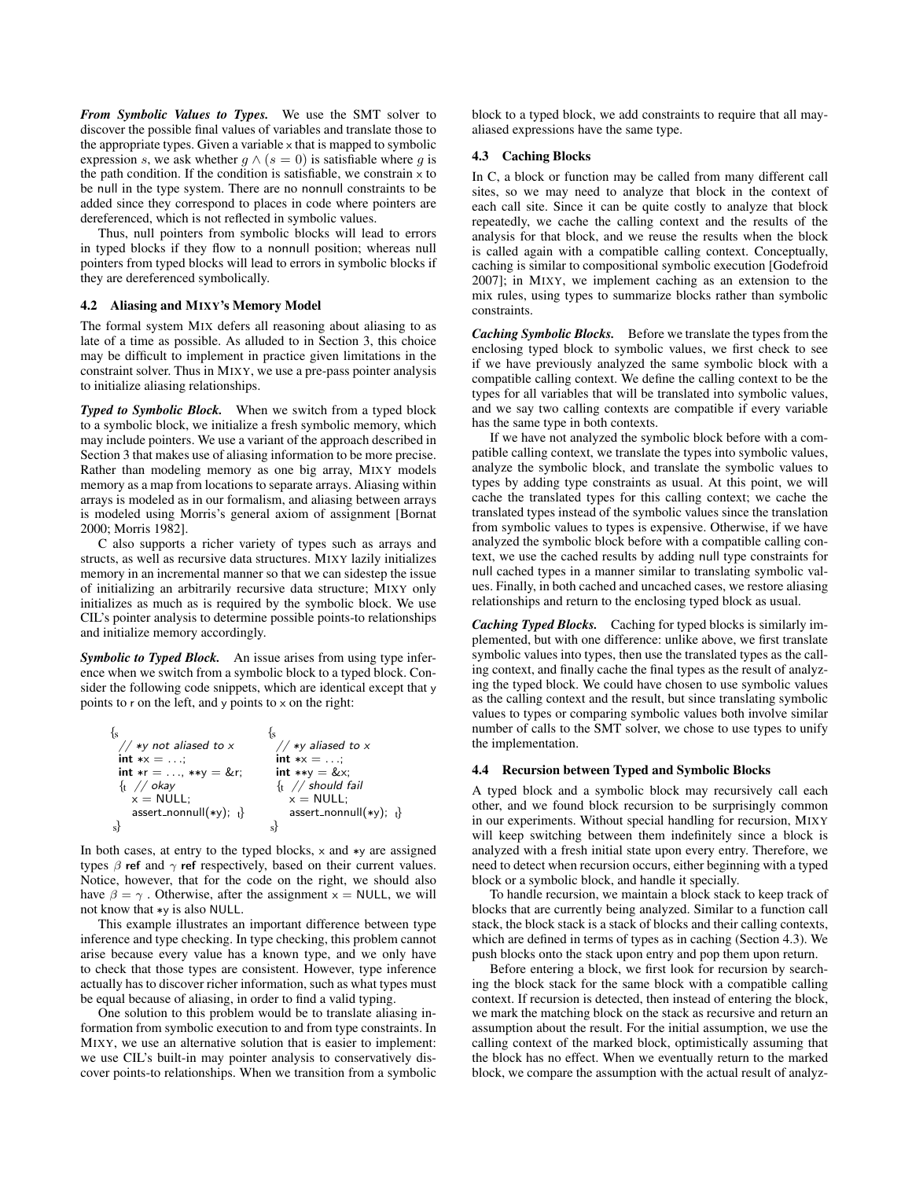***From Symbolic Values to Types.*** We use the SMT solver to discover the possible final values of variables and translate those to the appropriate types. Given a variable x that is mapped to symbolic expression $s$, we ask whether $g \wedge (s = 0)$ is satisfiable where $g$ is the path condition. If the condition is satisfiable, we constrain x to be null in the type system. There are no nonnull constraints to be added since they correspond to places in code where pointers are dereferenced, which is not reflected in symbolic values.

Thus, null pointers from symbolic blocks will lead to errors in typed blocks if they flow to a nonnull position; whereas null pointers from typed blocks will lead to errors in symbolic blocks if they are dereferenced symbolically.

### 4.2 Aliasing and MIXY's Memory Model

The formal system MIX defers all reasoning about aliasing to as late of a time as possible. As alluded to in Section 3, this choice may be difficult to implement in practice given limitations in the constraint solver. Thus in MIXY, we use a pre-pass pointer analysis to initialize aliasing relationships.

***Typed to Symbolic Block.*** When we switch from a typed block to a symbolic block, we initialize a fresh symbolic memory, which may include pointers. We use a variant of the approach described in Section 3 that makes use of aliasing information to be more precise. Rather than modeling memory as one big array, MIXY models memory as a map from locations to separate arrays. Aliasing within arrays is modeled as in our formalism, and aliasing between arrays is modeled using Morris's general axiom of assignment [Bornat 2000; Morris 1982].

C also supports a richer variety of types such as arrays and structs, as well as recursive data structures. MIXY lazily initializes memory in an incremental manner so that we can sidestep the issue of initializing an arbitrarily recursive data structure; MIXY only initializes as much as is required by the symbolic block. We use CIL's pointer analysis to determine possible points-to relationships and initialize memory accordingly.

***Symbolic to Typed Block.*** An issue arises from using type inference when we switch from a symbolic block to a typed block. Consider the following code snippets, which are identical except that y points to r on the left, and y points to x on the right:

```
{s                                   {s
  // *y not aliased to x               // *y aliased to x
  int *x = ...;                        int *x = ...;
  int *r = ..., **y = &r;              int **y = &x;
  {t // okay                           {t // should fail
    x = NULL;                            x = NULL;
    assert_nonnull(*y); t}               assert_nonnull(*y); t}
s}                                   s}
```

In both cases, at entry to the typed blocks, x and ∗y are assigned types $\beta$ **ref** and $\gamma$ **ref** respectively, based on their current values. Notice, however, that for the code on the right, we should also have $\beta = \gamma$ . Otherwise, after the assignment x = NULL, we will not know that ∗y is also NULL.

This example illustrates an important difference between type inference and type checking. In type checking, this problem cannot arise because every value has a known type, and we only have to check that those types are consistent. However, type inference actually has to discover richer information, such as what types must be equal because of aliasing, in order to find a valid typing.

One solution to this problem would be to translate aliasing information from symbolic execution to and from type constraints. In MIXY, we use an alternative solution that is easier to implement: we use CIL's built-in may pointer analysis to conservatively discover points-to relationships. When we transition from a symbolic block to a typed block, we add constraints to require that all may-aliased expressions have the same type.

### 4.3 Caching Blocks

In C, a block or function may be called from many different call sites, so we may need to analyze that block in the context of each call site. Since it can be quite costly to analyze that block repeatedly, we cache the calling context and the results of the analysis for that block, and we reuse the results when the block is called again with a compatible calling context. Conceptually, caching is similar to compositional symbolic execution [Godefroid 2007]; in MIXY, we implement caching as an extension to the mix rules, using types to summarize blocks rather than symbolic constraints.

***Caching Symbolic Blocks.*** Before we translate the types from the enclosing typed block to symbolic values, we first check to see if we have previously analyzed the same symbolic block with a compatible calling context. We define the calling context to be the types for all variables that will be translated into symbolic values, and we say two calling contexts are compatible if every variable has the same type in both contexts.

If we have not analyzed the symbolic block before with a compatible calling context, we translate the types into symbolic values, analyze the symbolic block, and translate the symbolic values to types by adding type constraints as usual. At this point, we will cache the translated types for this calling context; we cache the translated types instead of the symbolic values since the translation from symbolic values to types is expensive. Otherwise, if we have analyzed the symbolic block before with a compatible calling context, we use the cached results by adding null type constraints for null cached types in a manner similar to translating symbolic values. Finally, in both cached and uncached cases, we restore aliasing relationships and return to the enclosing typed block as usual.

***Caching Typed Blocks.*** Caching for typed blocks is similarly implemented, but with one difference: unlike above, we first translate symbolic values into types, then use the translated types as the calling context, and finally cache the final types as the result of analyzing the typed block. We could have chosen to use symbolic values as the calling context and the result, but since translating symbolic values to types or comparing symbolic values both involve similar number of calls to the SMT solver, we chose to use types to unify the implementation.

### 4.4 Recursion between Typed and Symbolic Blocks

A typed block and a symbolic block may recursively call each other, and we found block recursion to be surprisingly common in our experiments. Without special handling for recursion, MIXY will keep switching between them indefinitely since a block is analyzed with a fresh initial state upon every entry. Therefore, we need to detect when recursion occurs, either beginning with a typed block or a symbolic block, and handle it specially.

To handle recursion, we maintain a block stack to keep track of blocks that are currently being analyzed. Similar to a function call stack, the block stack is a stack of blocks and their calling contexts, which are defined in terms of types as in caching (Section 4.3). We push blocks onto the stack upon entry and pop them upon return.

Before entering a block, we first look for recursion by searching the block stack for the same block with a compatible calling context. If recursion is detected, then instead of entering the block, we mark the matching block on the stack as recursive and return an assumption about the result. For the initial assumption, we use the calling context of the marked block, optimistically assuming that the block has no effect. When we eventually return to the marked block, we compare the assumption with the actual result of analyz-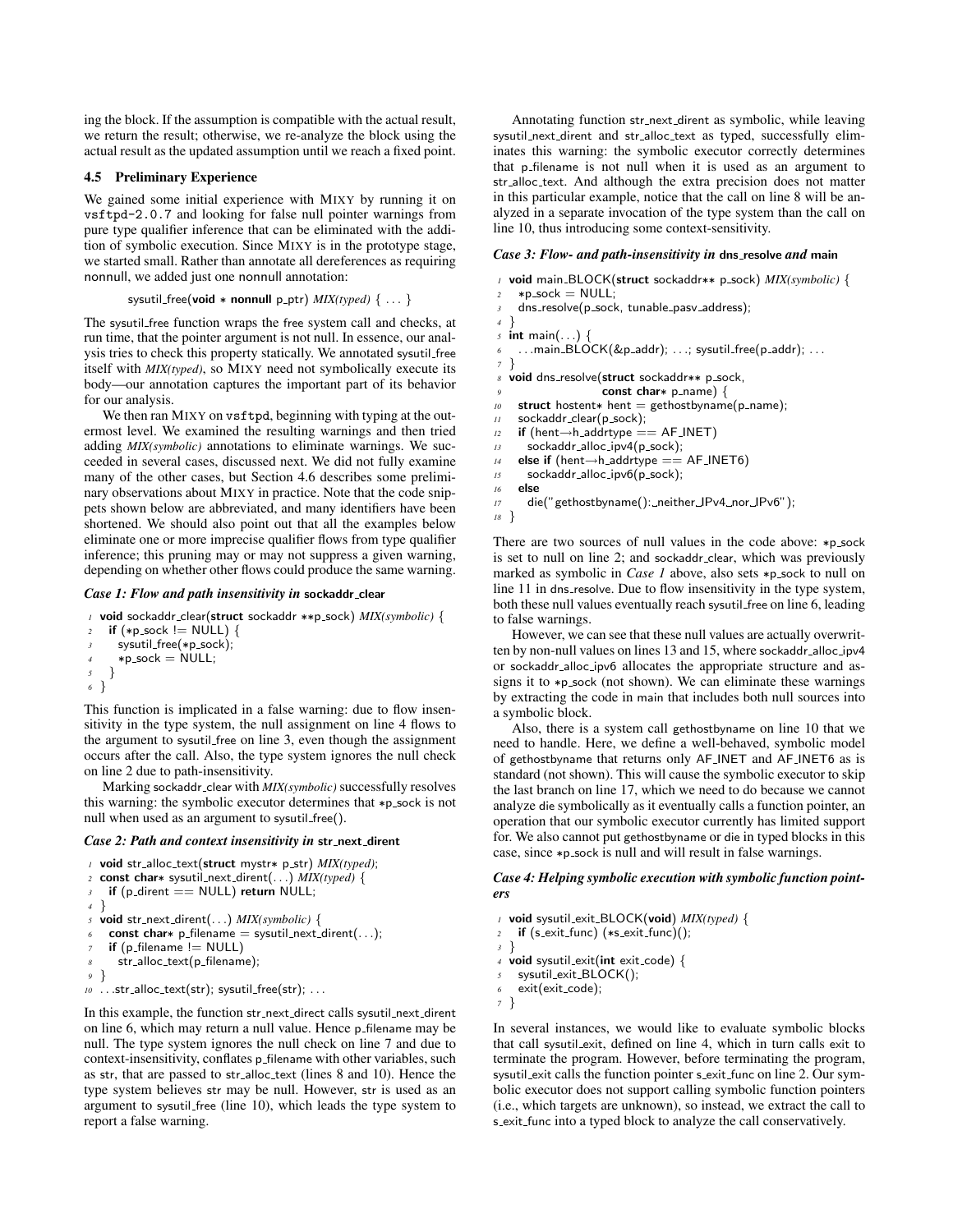ing the block. If the assumption is compatible with the actual result, we return the result; otherwise, we re-analyze the block using the actual result as the updated assumption until we reach a fixed point.

### 4.5 Preliminary Experience

We gained some initial experience with MIXY by running it on `vsftpd-2.0.7` and looking for false null pointer warnings from pure type qualifier inference that can be eliminated with the addition of symbolic execution. Since MIXY is in the prototype stage, we started small. Rather than annotate all dereferences as requiring nonnull, we added just one nonnull annotation:

```
sysutil_free(void * nonnull p_ptr) MIX(typed) { ... }
```

The sysutil_free function wraps the free system call and checks, at run time, that the pointer argument is not null. In essence, our analysis tries to check this property statically. We annotated sysutil_free itself with *MIX(typed)*, so MIXY need not symbolically execute its body—our annotation captures the important part of its behavior for our analysis.

We then ran MIXY on `vsftpd`, beginning with typing at the outermost level. We examined the resulting warnings and then tried adding *MIX(symbolic)* annotations to eliminate warnings. We succeeded in several cases, discussed next. We did not fully examine many of the other cases, but Section 4.6 describes some preliminary observations about MIXY in practice. Note that the code snippets shown below are abbreviated, and many identifiers have been shortened. We should also point out that all the examples below eliminate one or more imprecise qualifier flows from type qualifier inference; this pruning may or may not suppress a given warning, depending on whether other flows could produce the same warning.

#### *Case 1: Flow and path insensitivity in* sockaddr_clear

```
1 void sockaddr_clear(struct sockaddr **p_sock) MIX(symbolic) {
2   if (*p_sock != NULL) {
3     sysutil_free(*p_sock);
4     *p_sock = NULL;
5   }
6 }
```

This function is implicated in a false warning: due to flow insensitivity in the type system, the null assignment on line 4 flows to the argument to sysutil_free on line 3, even though the assignment occurs after the call. Also, the type system ignores the null check on line 2 due to path-insensitivity.

Marking sockaddr_clear with *MIX(symbolic)* successfully resolves this warning: the symbolic executor determines that *p_sock is not null when used as an argument to sysutil_free().

#### *Case 2: Path and context insensitivity in* str_next_dirent

```
1 void str_alloc_text(struct mystr* p_str) MIX(typed);
2 const char* sysutil_next_dirent(...) MIX(typed) {
3   if (p_dirent == NULL) return NULL;
4 }
5 void str_next_dirent(...) MIX(symbolic) {
6   const char* p_filename = sysutil_next_dirent(...);
7   if (p_filename != NULL)
8     str_alloc_text(p_filename);
9 }
10 ...str_alloc_text(str); sysutil_free(str); ...
```

In this example, the function str_next_direct calls sysutil_next_dirent on line 6, which may return a null value. Hence p_filename may be null. The type system ignores the null check on line 7 and due to context-insensitivity, conflates p_filename with other variables, such as str, that are passed to str_alloc_text (lines 8 and 10). Hence the type system believes str may be null. However, str is used as an argument to sysutil_free (line 10), which leads the type system to report a false warning.

Annotating function str_next_dirent as symbolic, while leaving sysutil_next_dirent and str_alloc_text as typed, successfully eliminates this warning: the symbolic executor correctly determines that p_filename is not null when it is used as an argument to str_alloc_text. And although the extra precision does not matter in this particular example, notice that the call on line 8 will be analyzed in a separate invocation of the type system than the call on line 10, thus introducing some context-sensitivity.

#### *Case 3: Flow- and path-insensitivity in* dns_resolve *and* main

```
1 void main_BLOCK(struct sockaddr** p_sock) MIX(symbolic) {
2   *p_sock = NULL;
3   dns_resolve(p_sock, tunable_pasv_address);
4 }
5 int main(...) {
6   ...main_BLOCK(&p_addr); ...; sysutil_free(p_addr); ...
7 }
8 void dns_resolve(struct sockaddr** p_sock,
9                  const char* p_name) {
10   struct hostent* hent = gethostbyname(p_name);
11   sockaddr_clear(p_sock);
12   if (hent->h_addrtype == AF_INET)
13     sockaddr_alloc_ipv4(p_sock);
14   else if (hent->h_addrtype == AF_INET6)
15     sockaddr_alloc_ipv6(p_sock);
16   else
17     die("gethostbyname(): neither IPv4 nor IPv6");
18 }
```

There are two sources of null values in the code above: *p_sock is set to null on line 2; and sockaddr_clear, which was previously marked as symbolic in *Case 1* above, also sets *p_sock to null on line 11 in dns_resolve. Due to flow insensitivity in the type system, both these null values eventually reach sysutil_free on line 6, leading to false warnings.

However, we can see that these null values are actually overwritten by non-null values on lines 13 and 15, where sockaddr_alloc_ipv4 or sockaddr_alloc_ipv6 allocates the appropriate structure and assigns it to *p_sock (not shown). We can eliminate these warnings by extracting the code in main that includes both null sources into a symbolic block.

Also, there is a system call gethostbyname on line 10 that we need to handle. Here, we define a well-behaved, symbolic model of gethostbyname that returns only AF_INET and AF_INET6 as is standard (not shown). This will cause the symbolic executor to skip the last branch on line 17, which we need to do because we cannot analyze die symbolically as it eventually calls a function pointer, an operation that our symbolic executor currently has limited support for. We also cannot put gethostbyname or die in typed blocks in this case, since *p_sock is null and will result in false warnings.

#### *Case 4: Helping symbolic execution with symbolic function pointers*

```
1 void sysutil_exit_BLOCK(void) MIX(typed) {
2   if (s_exit_func) (*s_exit_func)();
3 }
4 void sysutil_exit(int exit_code) {
5   sysutil_exit_BLOCK();
6   exit(exit_code);
7 }
```

In several instances, we would like to evaluate symbolic blocks that call sysutil_exit, defined on line 4, which in turn calls exit to terminate the program. However, before terminating the program, sysutil_exit calls the function pointer s_exit_func on line 2. Our symbolic executor does not support calling symbolic function pointers (i.e., which targets are unknown), so instead, we extract the call to s_exit_func into a typed block to analyze the call conservatively.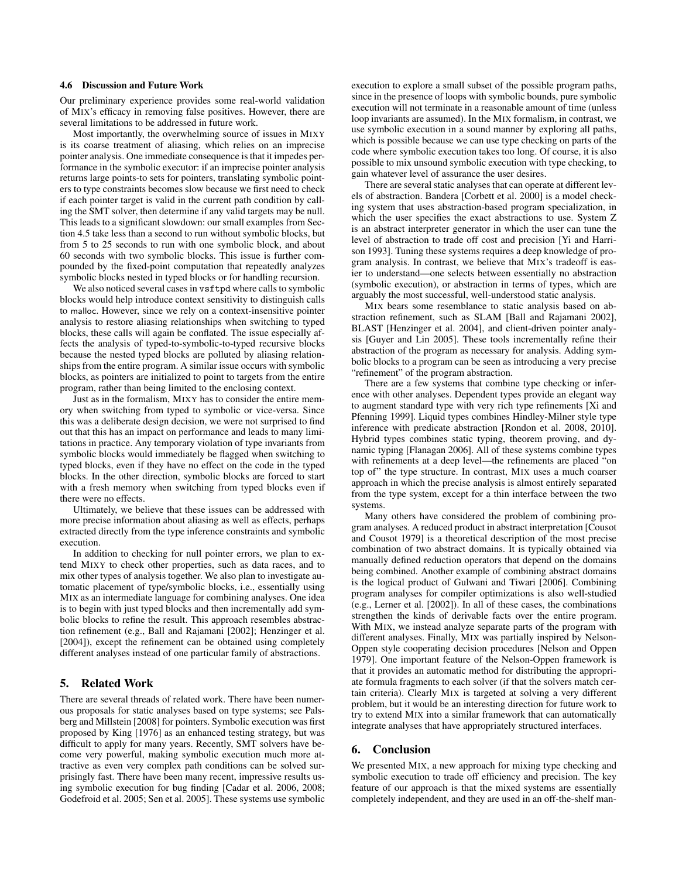### 4.6 Discussion and Future Work

Our preliminary experience provides some real-world validation of MIX's efficacy in removing false positives. However, there are several limitations to be addressed in future work.

Most importantly, the overwhelming source of issues in MIXY is its coarse treatment of aliasing, which relies on an imprecise pointer analysis. One immediate consequence is that it impedes performance in the symbolic executor: if an imprecise pointer analysis returns large points-to sets for pointers, translating symbolic pointers to type constraints becomes slow because we first need to check if each pointer target is valid in the current path condition by calling the SMT solver, then determine if any valid targets may be null. This leads to a significant slowdown: our small examples from Section 4.5 take less than a second to run without symbolic blocks, but from 5 to 25 seconds to run with one symbolic block, and about 60 seconds with two symbolic blocks. This issue is further compounded by the fixed-point computation that repeatedly analyzes symbolic blocks nested in typed blocks or for handling recursion.

We also noticed several cases in `vsftpd` where calls to symbolic blocks would help introduce context sensitivity to distinguish calls to `malloc`. However, since we rely on a context-insensitive pointer analysis to restore aliasing relationships when switching to typed blocks, these calls will again be conflated. The issue especially affects the analysis of typed-to-symbolic-to-typed recursive blocks because the nested typed blocks are polluted by aliasing relationships from the entire program. A similar issue occurs with symbolic blocks, as pointers are initialized to point to targets from the entire program, rather than being limited to the enclosing context.

Just as in the formalism, MIXY has to consider the entire memory when switching from typed to symbolic or vice-versa. Since this was a deliberate design decision, we were not surprised to find out that this has an impact on performance and leads to many limitations in practice. Any temporary violation of type invariants from symbolic blocks would immediately be flagged when switching to typed blocks, even if they have no effect on the code in the typed blocks. In the other direction, symbolic blocks are forced to start with a fresh memory when switching from typed blocks even if there were no effects.

Ultimately, we believe that these issues can be addressed with more precise information about aliasing as well as effects, perhaps extracted directly from the type inference constraints and symbolic execution.

In addition to checking for null pointer errors, we plan to extend MIXY to check other properties, such as data races, and to mix other types of analysis together. We also plan to investigate automatic placement of type/symbolic blocks, i.e., essentially using MIX as an intermediate language for combining analyses. One idea is to begin with just typed blocks and then incrementally add symbolic blocks to refine the result. This approach resembles abstraction refinement (e.g., Ball and Rajamani [2002]; Henzinger et al. [2004]), except the refinement can be obtained using completely different analyses instead of one particular family of abstractions.

## 5. Related Work

There are several threads of related work. There have been numerous proposals for static analyses based on type systems; see Palsberg and Millstein [2008] for pointers. Symbolic execution was first proposed by King [1976] as an enhanced testing strategy, but was difficult to apply for many years. Recently, SMT solvers have become very powerful, making symbolic execution much more attractive as even very complex path conditions can be solved surprisingly fast. There have been many recent, impressive results using symbolic execution for bug finding [Cadar et al. 2006, 2008; Godefroid et al. 2005; Sen et al. 2005]. These systems use symbolic execution to explore a small subset of the possible program paths, since in the presence of loops with symbolic bounds, pure symbolic execution will not terminate in a reasonable amount of time (unless loop invariants are assumed). In the MIX formalism, in contrast, we use symbolic execution in a sound manner by exploring all paths, which is possible because we can use type checking on parts of the code where symbolic execution takes too long. Of course, it is also possible to mix unsound symbolic execution with type checking, to gain whatever level of assurance the user desires.

There are several static analyses that can operate at different levels of abstraction. Bandera [Corbett et al. 2000] is a model checking system that uses abstraction-based program specialization, in which the user specifies the exact abstractions to use. System Z is an abstract interpreter generator in which the user can tune the level of abstraction to trade off cost and precision [Yi and Harrison 1993]. Tuning these systems requires a deep knowledge of program analysis. In contrast, we believe that MIX's tradeoff is easier to understand—one selects between essentially no abstraction (symbolic execution), or abstraction in terms of types, which are arguably the most successful, well-understood static analysis.

MIX bears some resemblance to static analysis based on abstraction refinement, such as SLAM [Ball and Rajamani 2002], BLAST [Henzinger et al. 2004], and client-driven pointer analysis [Guyer and Lin 2005]. These tools incrementally refine their abstraction of the program as necessary for analysis. Adding symbolic blocks to a program can be seen as introducing a very precise "refinement" of the program abstraction.

There are a few systems that combine type checking or inference with other analyses. Dependent types provide an elegant way to augment standard type with very rich type refinements [Xi and Pfenning 1999]. Liquid types combines Hindley-Milner style type inference with predicate abstraction [Rondon et al. 2008, 2010]. Hybrid types combines static typing, theorem proving, and dynamic typing [Flanagan 2006]. All of these systems combine types with refinements at a deep level—the refinements are placed "on top of" the type structure. In contrast, MIX uses a much coarser approach in which the precise analysis is almost entirely separated from the type system, except for a thin interface between the two systems.

Many others have considered the problem of combining program analyses. A reduced product in abstract interpretation [Cousot and Cousot 1979] is a theoretical description of the most precise combination of two abstract domains. It is typically obtained via manually defined reduction operators that depend on the domains being combined. Another example of combining abstract domains is the logical product of Gulwani and Tiwari [2006]. Combining program analyses for compiler optimizations is also well-studied (e.g., Lerner et al. [2002]). In all of these cases, the combinations strengthen the kinds of derivable facts over the entire program. With MIX, we instead analyze separate parts of the program with different analyses. Finally, MIX was partially inspired by Nelson-Oppen style cooperating decision procedures [Nelson and Oppen 1979]. One important feature of the Nelson-Oppen framework is that it provides an automatic method for distributing the appropriate formula fragments to each solver (if that the solvers match certain criteria). Clearly MIX is targeted at solving a very different problem, but it would be an interesting direction for future work to try to extend MIX into a similar framework that can automatically integrate analyses that have appropriately structured interfaces.

## 6. Conclusion

We presented MIX, a new approach for mixing type checking and symbolic execution to trade off efficiency and precision. The key feature of our approach is that the mixed systems are essentially completely independent, and they are used in an off-the-shelf man-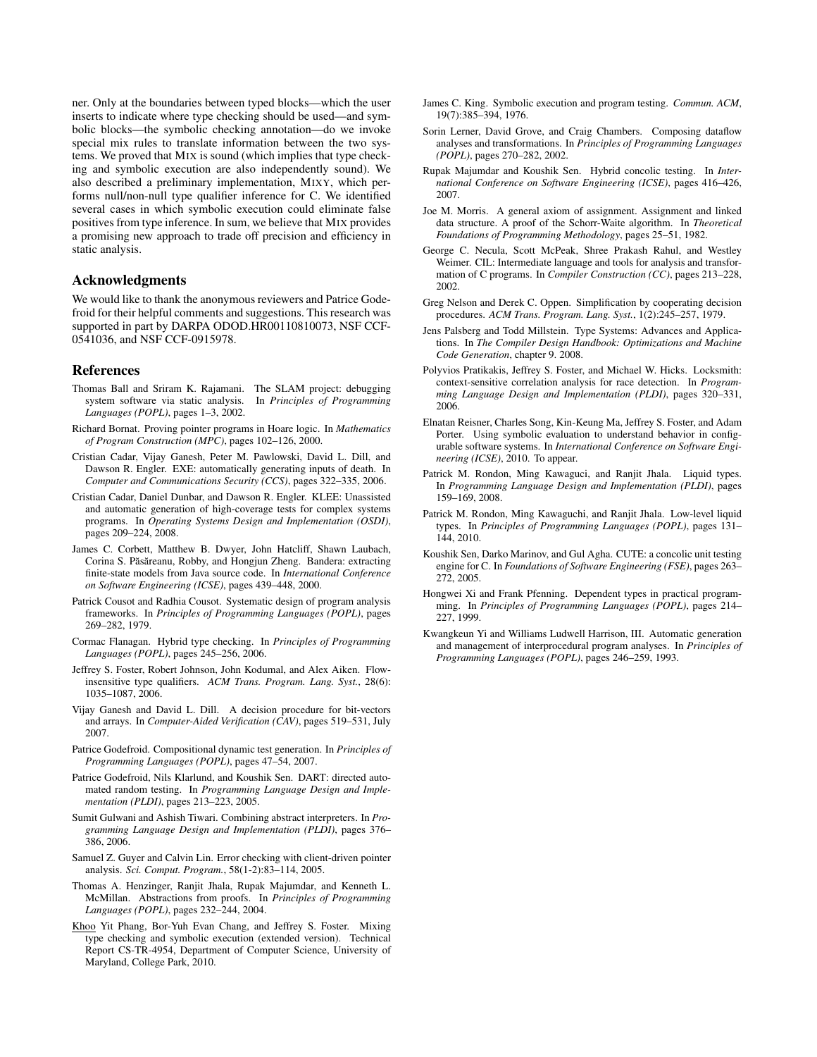ner. Only at the boundaries between typed blocks—which the user inserts to indicate where type checking should be used—and symbolic blocks—the symbolic checking annotation—do we invoke special mix rules to translate information between the two systems. We proved that MIX is sound (which implies that type checking and symbolic execution are also independently sound). We also described a preliminary implementation, MIXY, which performs null/non-null type qualifier inference for C. We identified several cases in which symbolic execution could eliminate false positives from type inference. In sum, we believe that MIX provides a promising new approach to trade off precision and efficiency in static analysis.

## Acknowledgments

We would like to thank the anonymous reviewers and Patrice Godefroid for their helpful comments and suggestions. This research was supported in part by DARPA ODOD.HR00110810073, NSF CCF-0541036, and NSF CCF-0915978.

## References

Thomas Ball and Sriram K. Rajamani. The SLAM project: debugging system software via static analysis. In *Principles of Programming Languages (POPL)*, pages 1–3, 2002.

Richard Bornat. Proving pointer programs in Hoare logic. In *Mathematics of Program Construction (MPC)*, pages 102–126, 2000.

Cristian Cadar, Vijay Ganesh, Peter M. Pawlowski, David L. Dill, and Dawson R. Engler. EXE: automatically generating inputs of death. In *Computer and Communications Security (CCS)*, pages 322–335, 2006.

Cristian Cadar, Daniel Dunbar, and Dawson R. Engler. KLEE: Unassisted and automatic generation of high-coverage tests for complex systems programs. In *Operating Systems Design and Implementation (OSDI)*, pages 209–224, 2008.

James C. Corbett, Matthew B. Dwyer, John Hatcliff, Shawn Laubach, Corina S. Păsăreanu, Robby, and Hongjun Zheng. Bandera: extracting finite-state models from Java source code. In *International Conference on Software Engineering (ICSE)*, pages 439–448, 2000.

Patrick Cousot and Radhia Cousot. Systematic design of program analysis frameworks. In *Principles of Programming Languages (POPL)*, pages 269–282, 1979.

Cormac Flanagan. Hybrid type checking. In *Principles of Programming Languages (POPL)*, pages 245–256, 2006.

Jeffrey S. Foster, Robert Johnson, John Kodumal, and Alex Aiken. Flow-insensitive type qualifiers. *ACM Trans. Program. Lang. Syst.*, 28(6): 1035–1087, 2006.

Vijay Ganesh and David L. Dill. A decision procedure for bit-vectors and arrays. In *Computer-Aided Verification (CAV)*, pages 519–531, July 2007.

Patrice Godefroid. Compositional dynamic test generation. In *Principles of Programming Languages (POPL)*, pages 47–54, 2007.

Patrice Godefroid, Nils Klarlund, and Koushik Sen. DART: directed automated random testing. In *Programming Language Design and Implementation (PLDI)*, pages 213–223, 2005.

Sumit Gulwani and Ashish Tiwari. Combining abstract interpreters. In *Programming Language Design and Implementation (PLDI)*, pages 376–386, 2006.

Samuel Z. Guyer and Calvin Lin. Error checking with client-driven pointer analysis. *Sci. Comput. Program.*, 58(1-2):83–114, 2005.

Thomas A. Henzinger, Ranjit Jhala, Rupak Majumdar, and Kenneth L. McMillan. Abstractions from proofs. In *Principles of Programming Languages (POPL)*, pages 232–244, 2004.

Khoo Yit Phang, Bor-Yuh Evan Chang, and Jeffrey S. Foster. Mixing type checking and symbolic execution (extended version). Technical Report CS-TR-4954, Department of Computer Science, University of Maryland, College Park, 2010.

James C. King. Symbolic execution and program testing. *Commun. ACM*, 19(7):385–394, 1976.

Sorin Lerner, David Grove, and Craig Chambers. Composing dataflow analyses and transformations. In *Principles of Programming Languages (POPL)*, pages 270–282, 2002.

Rupak Majumdar and Koushik Sen. Hybrid concolic testing. In *International Conference on Software Engineering (ICSE)*, pages 416–426, 2007.

Joe M. Morris. A general axiom of assignment. Assignment and linked data structure. A proof of the Schorr-Waite algorithm. In *Theoretical Foundations of Programming Methodology*, pages 25–51, 1982.

George C. Necula, Scott McPeak, Shree Prakash Rahul, and Westley Weimer. CIL: Intermediate language and tools for analysis and transformation of C programs. In *Compiler Construction (CC)*, pages 213–228, 2002.

Greg Nelson and Derek C. Oppen. Simplification by cooperating decision procedures. *ACM Trans. Program. Lang. Syst.*, 1(2):245–257, 1979.

Jens Palsberg and Todd Millstein. Type Systems: Advances and Applications. In *The Compiler Design Handbook: Optimizations and Machine Code Generation*, chapter 9. 2008.

Polyvios Pratikakis, Jeffrey S. Foster, and Michael W. Hicks. Locksmith: context-sensitive correlation analysis for race detection. In *Programming Language Design and Implementation (PLDI)*, pages 320–331, 2006.

Elnatan Reisner, Charles Song, Kin-Keung Ma, Jeffrey S. Foster, and Adam Porter. Using symbolic evaluation to understand behavior in configurable software systems. In *International Conference on Software Engineering (ICSE)*, 2010. To appear.

Patrick M. Rondon, Ming Kawaguci, and Ranjit Jhala. Liquid types. In *Programming Language Design and Implementation (PLDI)*, pages 159–169, 2008.

Patrick M. Rondon, Ming Kawaguchi, and Ranjit Jhala. Low-level liquid types. In *Principles of Programming Languages (POPL)*, pages 131–144, 2010.

Koushik Sen, Darko Marinov, and Gul Agha. CUTE: a concolic unit testing engine for C. In *Foundations of Software Engineering (FSE)*, pages 263–272, 2005.

Hongwei Xi and Frank Pfenning. Dependent types in practical programming. In *Principles of Programming Languages (POPL)*, pages 214–227, 1999.

Kwangkeun Yi and Williams Ludwell Harrison, III. Automatic generation and management of interprocedural program analyses. In *Principles of Programming Languages (POPL)*, pages 246–259, 1993.